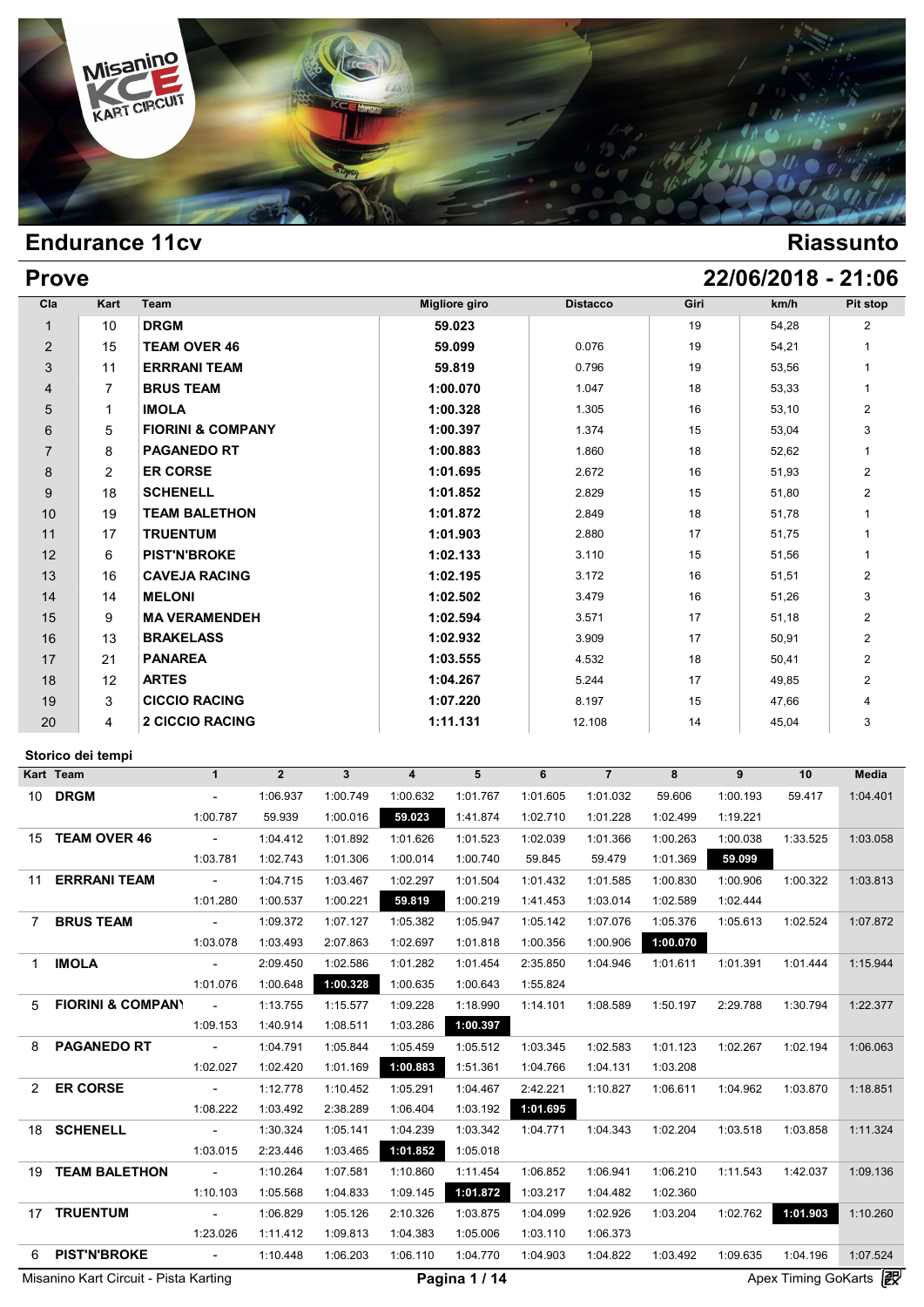# Endurance 11cv

## Riassunto

## Prove

**22/06/2018 - 21:06**

| Cla | Kart | Team | Migliore giro | Distacco | Giri | km/h | Pit stop |
|---|---|---|---|---|---|---|---|
| 1 | 10 | **DRGM** | **59.023** | | 19 | 54,28 | 2 |
| 2 | 15 | **TEAM OVER 46** | **59.099** | 0.076 | 19 | 54,21 | 1 |
| 3 | 11 | **ERRRANI TEAM** | **59.819** | 0.796 | 19 | 53,56 | 1 |
| 4 | 7 | **BRUS TEAM** | **1:00.070** | 1.047 | 18 | 53,33 | 1 |
| 5 | 1 | **IMOLA** | **1:00.328** | 1.305 | 16 | 53,10 | 2 |
| 6 | 5 | **FIORINI & COMPANY** | **1:00.397** | 1.374 | 15 | 53,04 | 3 |
| 7 | 8 | **PAGANEDO RT** | **1:00.883** | 1.860 | 18 | 52,62 | 1 |
| 8 | 2 | **ER CORSE** | **1:01.695** | 2.672 | 16 | 51,93 | 2 |
| 9 | 18 | **SCHENELL** | **1:01.852** | 2.829 | 15 | 51,80 | 2 |
| 10 | 19 | **TEAM BALETHON** | **1:01.872** | 2.849 | 18 | 51,78 | 1 |
| 11 | 17 | **TRUENTUM** | **1:01.903** | 2.880 | 17 | 51,75 | 1 |
| 12 | 6 | **PIST'N'BROKE** | **1:02.133** | 3.110 | 15 | 51,56 | 1 |
| 13 | 16 | **CAVEJA RACING** | **1:02.195** | 3.172 | 16 | 51,51 | 2 |
| 14 | 14 | **MELONI** | **1:02.502** | 3.479 | 16 | 51,26 | 3 |
| 15 | 9 | **MA VERAMENDEH** | **1:02.594** | 3.571 | 17 | 51,18 | 2 |
| 16 | 13 | **BRAKELASS** | **1:02.932** | 3.909 | 17 | 50,91 | 2 |
| 17 | 21 | **PANAREA** | **1:03.555** | 4.532 | 18 | 50,41 | 2 |
| 18 | 12 | **ARTES** | **1:04.267** | 5.244 | 17 | 49,85 | 2 |
| 19 | 3 | **CICCIO RACING** | **1:07.220** | 8.197 | 15 | 47,66 | 4 |
| 20 | 4 | **2 CICCIO RACING** | **1:11.131** | 12.108 | 14 | 45,04 | 3 |

### Storico dei tempi

| Kart | Team | 1 | 2 | 3 | 4 | 5 | 6 | 7 | 8 | 9 | 10 | Media |
|---|---|---|---|---|---|---|---|---|---|---|---|---|
| 10 | **DRGM** | - | 1:06.937 | 1:00.749 | 1:00.632 | 1:01.767 | 1:01.605 | 1:01.032 | 59.606 | 1:00.193 | 59.417 | 1:04.401 |
| | | 1:00.787 | 59.939 | 1:00.016 | **59.023** | 1:41.874 | 1:02.710 | 1:01.228 | 1:02.499 | 1:19.221 | | |
| 15 | **TEAM OVER 46** | - | 1:04.412 | 1:01.892 | 1:01.626 | 1:01.523 | 1:02.039 | 1:01.366 | 1:00.263 | 1:00.038 | 1:33.525 | 1:03.058 |
| | | 1:03.781 | 1:02.743 | 1:01.306 | 1:00.014 | 1:00.740 | 59.845 | 59.479 | 1:01.369 | **59.099** | | |
| 11 | **ERRRANI TEAM** | - | 1:04.715 | 1:03.467 | 1:02.297 | 1:01.504 | 1:01.432 | 1:01.585 | 1:00.830 | 1:00.906 | 1:00.322 | 1:03.813 |
| | | 1:01.280 | 1:00.537 | 1:00.221 | **59.819** | 1:00.219 | 1:41.453 | 1:03.014 | 1:02.589 | 1:02.444 | | |
| 7 | **BRUS TEAM** | - | 1:09.372 | 1:07.127 | 1:05.382 | 1:05.947 | 1:05.142 | 1:07.076 | 1:05.376 | 1:05.613 | 1:02.524 | 1:07.872 |
| | | 1:03.078 | 1:03.493 | 2:07.863 | 1:02.697 | 1:01.818 | 1:00.356 | 1:00.906 | **1:00.070** | | | |
| 1 | **IMOLA** | - | 2:09.450 | 1:02.586 | 1:01.282 | 1:01.454 | 2:35.850 | 1:04.946 | 1:01.611 | 1:01.391 | 1:01.444 | 1:15.944 |
| | | 1:01.076 | 1:00.648 | **1:00.328** | 1:00.635 | 1:00.643 | 1:55.824 | | | | | |
| 5 | **FIORINI & COMPANY** | - | 1:13.755 | 1:15.577 | 1:09.228 | 1:18.990 | 1:14.101 | 1:08.589 | 1:50.197 | 2:29.788 | 1:30.794 | 1:22.377 |
| | | 1:09.153 | 1:40.914 | 1:08.511 | 1:03.286 | **1:00.397** | | | | | | |
| 8 | **PAGANEDO RT** | - | 1:04.791 | 1:05.844 | 1:05.459 | 1:05.512 | 1:03.345 | 1:02.583 | 1:01.123 | 1:02.267 | 1:02.194 | 1:06.063 |
| | | 1:02.027 | 1:02.420 | 1:01.169 | **1:00.883** | 1:51.361 | 1:04.766 | 1:04.131 | 1:03.208 | | | |
| 2 | **ER CORSE** | - | 1:12.778 | 1:10.452 | 1:05.291 | 1:04.467 | 2:42.221 | 1:10.827 | 1:06.611 | 1:04.962 | 1:03.870 | 1:18.851 |
| | | 1:08.222 | 1:03.492 | 2:38.289 | 1:06.404 | 1:03.192 | **1:01.695** | | | | | |
| 18 | **SCHENELL** | - | 1:30.324 | 1:05.141 | 1:04.239 | 1:03.342 | 1:04.771 | 1:04.343 | 1:02.204 | 1:03.518 | 1:03.858 | 1:11.324 |
| | | 1:03.015 | 2:23.446 | 1:03.465 | **1:01.852** | 1:05.018 | | | | | | |
| 19 | **TEAM BALETHON** | - | 1:10.264 | 1:07.581 | 1:10.860 | 1:11.454 | 1:06.852 | 1:06.941 | 1:06.210 | 1:11.543 | 1:42.037 | 1:09.136 |
| | | 1:10.103 | 1:05.568 | 1:04.833 | 1:09.145 | **1:01.872** | 1:03.217 | 1:04.482 | 1:02.360 | | | |
| 17 | **TRUENTUM** | - | 1:06.829 | 1:05.126 | 2:10.326 | 1:03.875 | 1:04.099 | 1:02.926 | 1:03.204 | 1:02.762 | **1:01.903** | 1:10.260 |
| | | 1:23.026 | 1:11.412 | 1:09.813 | 1:04.383 | 1:05.006 | 1:03.110 | 1:06.373 | | | | |
| 6 | **PIST'N'BROKE** | - | 1:10.448 | 1:06.203 | 1:06.110 | 1:04.770 | 1:04.903 | 1:04.822 | 1:03.492 | 1:09.635 | 1:04.196 | 1:07.524 |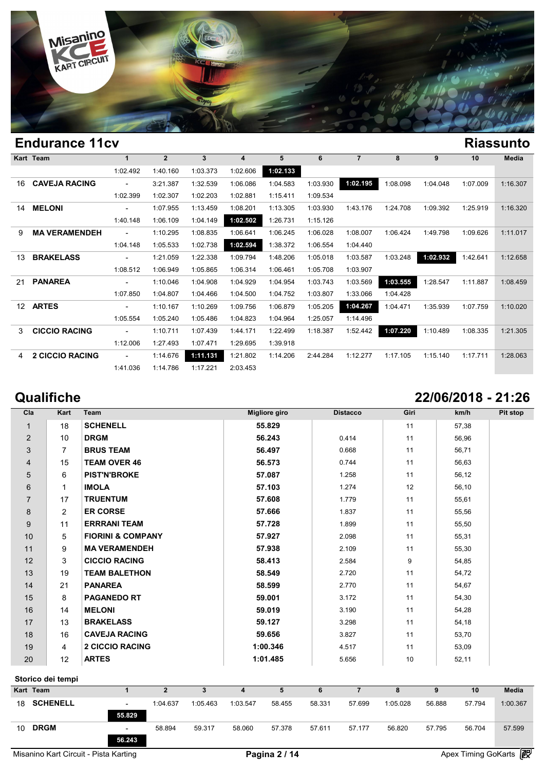## Endurance 11cv

## Riassunto

| Kart | Team | 1 | 2 | 3 | 4 | 5 | 6 | 7 | 8 | 9 | 10 | Media |
|---|---|---|---|---|---|---|---|---|---|---|---|---|
| | | 1:02.492 | 1:40.160 | 1:03.373 | 1:02.606 | **1:02.133** | | | | | | |
| 16 | **CAVEJA RACING** | - | 3:21.387 | 1:32.539 | 1:06.086 | 1:04.583 | 1:03.930 | **1:02.195** | 1:08.098 | 1:04.048 | 1:07.009 | 1:16.307 |
| | | 1:02.399 | 1:02.307 | 1:02.203 | 1:02.881 | 1:15.411 | 1:09.534 | | | | | |
| 14 | **MELONI** | - | 1:07.955 | 1:13.459 | 1:08.201 | 1:13.305 | 1:03.930 | 1:43.176 | 1:24.708 | 1:09.392 | 1:25.919 | 1:16.320 |
| | | 1:40.148 | 1:06.109 | 1:04.149 | **1:02.502** | 1:26.731 | 1:15.126 | | | | | |
| 9 | **MA VERAMENDEH** | - | 1:10.295 | 1:08.835 | 1:06.641 | 1:06.245 | 1:06.028 | 1:08.007 | 1:06.424 | 1:49.798 | 1:09.626 | 1:11.017 |
| | | 1:04.148 | 1:05.533 | 1:02.738 | **1:02.594** | 1:38.372 | 1:06.554 | 1:04.440 | | | | |
| 13 | **BRAKELASS** | - | 1:21.059 | 1:22.338 | 1:09.794 | 1:48.206 | 1:05.018 | 1:03.587 | 1:03.248 | **1:02.932** | 1:42.641 | 1:12.658 |
| | | 1:08.512 | 1:06.949 | 1:05.865 | 1:06.314 | 1:06.461 | 1:05.708 | 1:03.907 | | | | |
| 21 | **PANAREA** | - | 1:10.046 | 1:04.908 | 1:04.929 | 1:04.954 | 1:03.743 | 1:03.569 | **1:03.555** | 1:28.547 | 1:11.887 | 1:08.459 |
| | | 1:07.850 | 1:04.807 | 1:04.466 | 1:04.500 | 1:04.752 | 1:03.807 | 1:33.066 | 1:04.428 | | | |
| 12 | **ARTES** | - | 1:10.167 | 1:10.269 | 1:09.756 | 1:06.879 | 1:05.205 | **1:04.267** | 1:04.471 | 1:35.939 | 1:07.759 | 1:10.020 |
| | | 1:05.554 | 1:05.240 | 1:05.486 | 1:04.823 | 1:04.964 | 1:25.057 | 1:14.496 | | | | |
| 3 | **CICCIO RACING** | - | 1:10.711 | 1:07.439 | 1:44.171 | 1:22.499 | 1:18.387 | 1:52.442 | **1:07.220** | 1:10.489 | 1:08.335 | 1:21.305 |
| | | 1:12.006 | 1:27.493 | 1:07.471 | 1:29.695 | 1:39.918 | | | | | | |
| 4 | **2 CICCIO RACING** | - | 1:14.676 | **1:11.131** | 1:21.802 | 1:14.206 | 2:44.284 | 1:12.277 | 1:17.105 | 1:15.140 | 1:17.711 | 1:28.063 |
| | | 1:41.036 | 1:14.786 | 1:17.221 | 2:03.453 | | | | | | | |

## Qualifiche

## 22/06/2018 - 21:26

| Cla | Kart | Team | Migliore giro | Distacco | Giri | km/h | Pit stop |
|---|---|---|---|---|---|---|---|
| 1 | 18 | **SCHENELL** | **55.829** | | 11 | 57,38 | |
| 2 | 10 | **DRGM** | **56.243** | 0.414 | 11 | 56,96 | |
| 3 | 7 | **BRUS TEAM** | **56.497** | 0.668 | 11 | 56,71 | |
| 4 | 15 | **TEAM OVER 46** | **56.573** | 0.744 | 11 | 56,63 | |
| 5 | 6 | **PIST'N'BROKE** | **57.087** | 1.258 | 11 | 56,12 | |
| 6 | 1 | **IMOLA** | **57.103** | 1.274 | 12 | 56,10 | |
| 7 | 17 | **TRUENTUM** | **57.608** | 1.779 | 11 | 55,61 | |
| 8 | 2 | **ER CORSE** | **57.666** | 1.837 | 11 | 55,56 | |
| 9 | 11 | **ERRRANI TEAM** | **57.728** | 1.899 | 11 | 55,50 | |
| 10 | 5 | **FIORINI & COMPANY** | **57.927** | 2.098 | 11 | 55,31 | |
| 11 | 9 | **MA VERAMENDEH** | **57.938** | 2.109 | 11 | 55,30 | |
| 12 | 3 | **CICCIO RACING** | **58.413** | 2.584 | 9 | 54,85 | |
| 13 | 19 | **TEAM BALETHON** | **58.549** | 2.720 | 11 | 54,72 | |
| 14 | 21 | **PANAREA** | **58.599** | 2.770 | 11 | 54,67 | |
| 15 | 8 | **PAGANEDO RT** | **59.001** | 3.172 | 11 | 54,30 | |
| 16 | 14 | **MELONI** | **59.019** | 3.190 | 11 | 54,28 | |
| 17 | 13 | **BRAKELASS** | **59.127** | 3.298 | 11 | 54,18 | |
| 18 | 16 | **CAVEJA RACING** | **59.656** | 3.827 | 11 | 53,70 | |
| 19 | 4 | **2 CICCIO RACING** | **1:00.346** | 4.517 | 11 | 53,09 | |
| 20 | 12 | **ARTES** | **1:01.485** | 5.656 | 10 | 52,11 | |

### Storico dei tempi

| Kart | Team | 1 | 2 | 3 | 4 | 5 | 6 | 7 | 8 | 9 | 10 | Media |
|---|---|---|---|---|---|---|---|---|---|---|---|---|
| 18 | **SCHENELL** | - | 1:04.637 | 1:05.463 | 1:03.547 | 58.455 | 58.331 | 57.699 | 1:05.028 | 56.888 | 57.794 | 1:00.367 |
| | | **55.829** | | | | | | | | | | |
| 10 | **DRGM** | - | 58.894 | 59.317 | 58.060 | 57.378 | 57.611 | 57.177 | 56.820 | 57.795 | 56.704 | 57.599 |
| | | **56.243** | | | | | | | | | | |

Misanino Kart Circuit - Pista Karting

Apex Timing GoKarts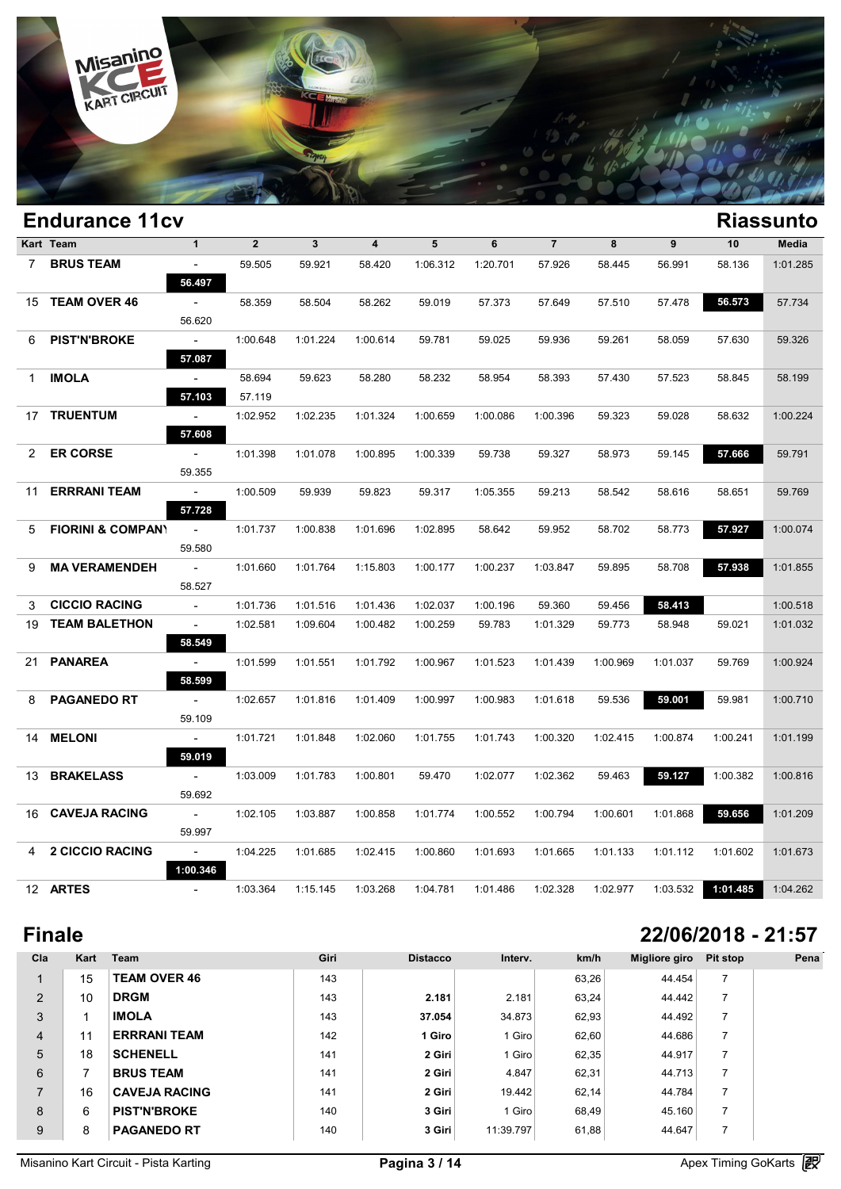## Endurance 11cv

## Riassunto

| Kart | Team | 1 | 2 | 3 | 4 | 5 | 6 | 7 | 8 | 9 | 10 | Media |
|---|---|---|---|---|---|---|---|---|---|---|---|---|
| 7 | BRUS TEAM | - | 59.505 | 59.921 | 58.420 | 1:06.312 | 1:20.701 | 57.926 | 58.445 | 56.991 | 58.136 | 1:01.285 |
| | | **56.497** | | | | | | | | | | |
| 15 | TEAM OVER 46 | - | 58.359 | 58.504 | 58.262 | 59.019 | 57.373 | 57.649 | 57.510 | 57.478 | **56.573** | 57.734 |
| | | 56.620 | | | | | | | | | | |
| 6 | PIST'N'BROKE | - | 1:00.648 | 1:01.224 | 1:00.614 | 59.781 | 59.025 | 59.936 | 59.261 | 58.059 | 57.630 | 59.326 |
| | | **57.087** | | | | | | | | | | |
| 1 | IMOLA | - | 58.694 | 59.623 | 58.280 | 58.232 | 58.954 | 58.393 | 57.430 | 57.523 | 58.845 | 58.199 |
| | | **57.103** | 57.119 | | | | | | | | | |
| 17 | TRUENTUM | - | 1:02.952 | 1:02.235 | 1:01.324 | 1:00.659 | 1:00.086 | 1:00.396 | 59.323 | 59.028 | 58.632 | 1:00.224 |
| | | **57.608** | | | | | | | | | | |
| 2 | ER CORSE | - | 1:01.398 | 1:01.078 | 1:00.895 | 1:00.339 | 59.738 | 59.327 | 58.973 | 59.145 | **57.666** | 59.791 |
| | | 59.355 | | | | | | | | | | |
| 11 | ERRRANI TEAM | - | 1:00.509 | 59.939 | 59.823 | 59.317 | 1:05.355 | 59.213 | 58.542 | 58.616 | 58.651 | 59.769 |
| | | **57.728** | | | | | | | | | | |
| 5 | FIORINI & COMPANY | - | 1:01.737 | 1:00.838 | 1:01.696 | 1:02.895 | 58.642 | 59.952 | 58.702 | 58.773 | **57.927** | 1:00.074 |
| | | 59.580 | | | | | | | | | | |
| 9 | MA VERAMENDEH | - | 1:01.660 | 1:01.764 | 1:15.803 | 1:00.177 | 1:00.237 | 1:03.847 | 59.895 | 58.708 | **57.938** | 1:01.855 |
| | | 58.527 | | | | | | | | | | |
| 3 | CICCIO RACING | - | 1:01.736 | 1:01.516 | 1:01.436 | 1:02.037 | 1:00.196 | 59.360 | 59.456 | **58.413** | | 1:00.518 |
| 19 | TEAM BALETHON | - | 1:02.581 | 1:09.604 | 1:00.482 | 1:00.259 | 59.783 | 1:01.329 | 59.773 | 58.948 | 59.021 | 1:01.032 |
| | | **58.549** | | | | | | | | | | |
| 21 | PANAREA | - | 1:01.599 | 1:01.551 | 1:01.792 | 1:00.967 | 1:01.523 | 1:01.439 | 1:00.969 | 1:01.037 | 59.769 | 1:00.924 |
| | | **58.599** | | | | | | | | | | |
| 8 | PAGANEDO RT | - | 1:02.657 | 1:01.816 | 1:01.409 | 1:00.997 | 1:00.983 | 1:01.618 | 59.536 | **59.001** | 59.981 | 1:00.710 |
| | | 59.109 | | | | | | | | | | |
| 14 | MELONI | - | 1:01.721 | 1:01.848 | 1:02.060 | 1:01.755 | 1:01.743 | 1:00.320 | 1:02.415 | 1:00.874 | 1:00.241 | 1:01.199 |
| | | **59.019** | | | | | | | | | | |
| 13 | BRAKELASS | - | 1:03.009 | 1:01.783 | 1:00.801 | 59.470 | 1:02.077 | 1:02.362 | 59.463 | **59.127** | 1:00.382 | 1:00.816 |
| | | 59.692 | | | | | | | | | | |
| 16 | CAVEJA RACING | - | 1:02.105 | 1:03.887 | 1:00.858 | 1:01.774 | 1:00.552 | 1:00.794 | 1:00.601 | 1:01.868 | **59.656** | 1:01.209 |
| | | 59.997 | | | | | | | | | | |
| 4 | 2 CICCIO RACING | - | 1:04.225 | 1:01.685 | 1:02.415 | 1:00.860 | 1:01.693 | 1:01.665 | 1:01.133 | 1:01.112 | 1:01.602 | 1:01.673 |
| | | **1:00.346** | | | | | | | | | | |
| 12 | ARTES | - | 1:03.364 | 1:15.145 | 1:03.268 | 1:04.781 | 1:01.486 | 1:02.328 | 1:02.977 | 1:03.532 | **1:01.485** | 1:04.262 |

## Finale

## 22/06/2018 - 21:57

| Cla | Kart | Team | Giri | Distacco | Interv. | km/h | Migliore giro | Pit stop | Pena |
|---|---|---|---|---|---|---|---|---|---|
| 1 | 15 | TEAM OVER 46 | 143 | | | 63,26 | 44.454 | 7 | |
| 2 | 10 | DRGM | 143 | **2.181** | 2.181 | 63,24 | 44.442 | 7 | |
| 3 | 1 | IMOLA | 143 | **37.054** | 34.873 | 62,93 | 44.492 | 7 | |
| 4 | 11 | ERRRANI TEAM | 142 | **1 Giro** | 1 Giro | 62,60 | 44.686 | 7 | |
| 5 | 18 | SCHENELL | 141 | **2 Giri** | 1 Giro | 62,35 | 44.917 | 7 | |
| 6 | 7 | BRUS TEAM | 141 | **2 Giri** | 4.847 | 62,31 | 44.713 | 7 | |
| 7 | 16 | CAVEJA RACING | 141 | **2 Giri** | 19.442 | 62,14 | 44.784 | 7 | |
| 8 | 6 | PIST'N'BROKE | 140 | **3 Giri** | 1 Giro | 68,49 | 45.160 | 7 | |
| 9 | 8 | PAGANEDO RT | 140 | **3 Giri** | 11:39.797 | 61,88 | 44.647 | 7 | |

Misanino Kart Circuit - Pista Karting | Apex Timing GoKarts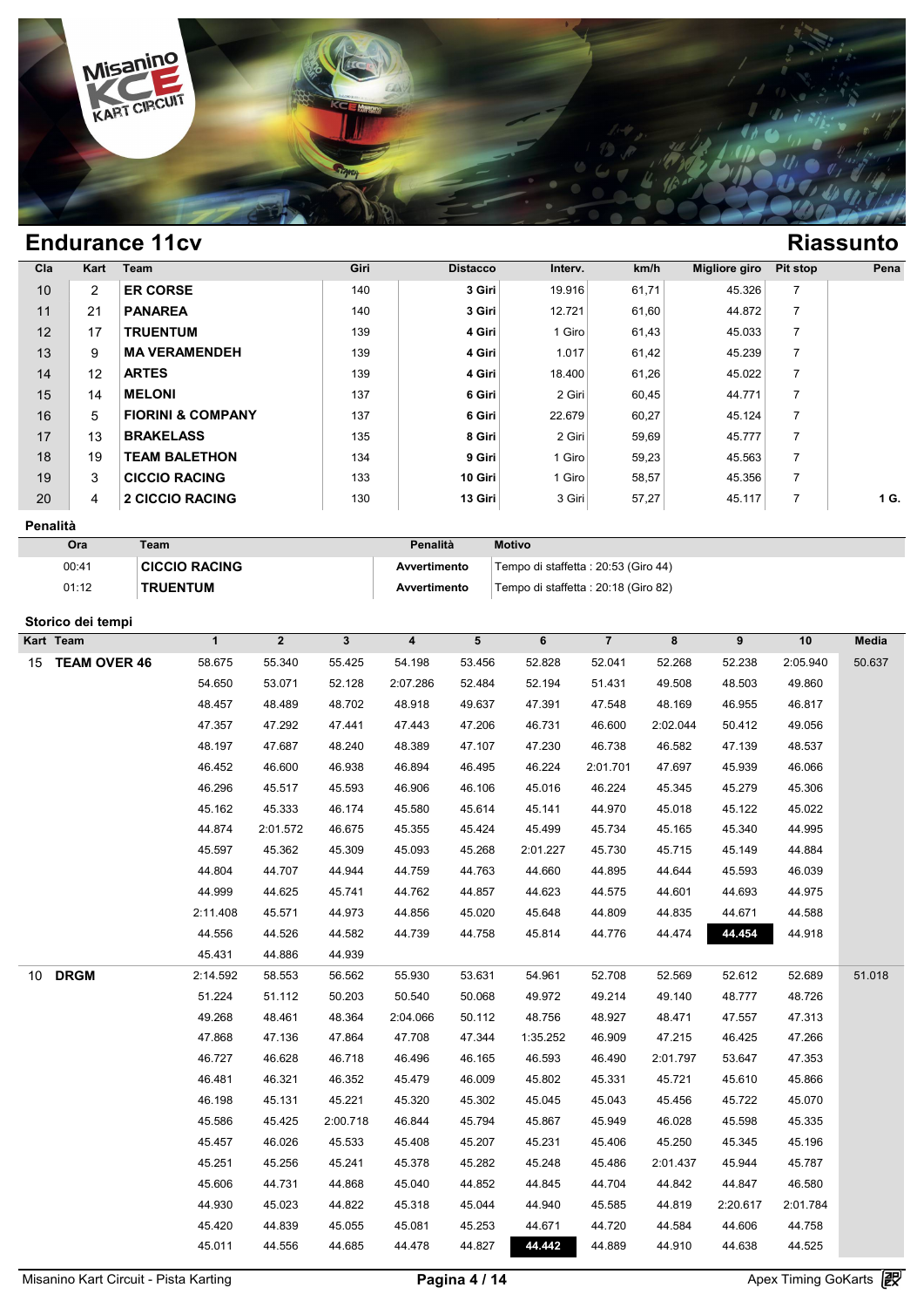## Endurance 11cv

## Riassunto

| Cla | Kart | Team | Giri | Distacco | Interv. | km/h | Migliore giro | Pit stop | Pena |
|---|---|---|---|---|---|---|---|---|---|
| 10 | 2 | **ER CORSE** | 140 | **3 Giri** | 19.916 | 61,71 | 45.326 | 7 | |
| 11 | 21 | **PANAREA** | 140 | **3 Giri** | 12.721 | 61,60 | 44.872 | 7 | |
| 12 | 17 | **TRUENTUM** | 139 | **4 Giri** | 1 Giro | 61,43 | 45.033 | 7 | |
| 13 | 9 | **MA VERAMENDEH** | 139 | **4 Giri** | 1.017 | 61,42 | 45.239 | 7 | |
| 14 | 12 | **ARTES** | 139 | **4 Giri** | 18.400 | 61,26 | 45.022 | 7 | |
| 15 | 14 | **MELONI** | 137 | **6 Giri** | 2 Giri | 60,45 | 44.771 | 7 | |
| 16 | 5 | **FIORINI & COMPANY** | 137 | **6 Giri** | 22.679 | 60,27 | 45.124 | 7 | |
| 17 | 13 | **BRAKELASS** | 135 | **8 Giri** | 2 Giri | 59,69 | 45.777 | 7 | |
| 18 | 19 | **TEAM BALETHON** | 134 | **9 Giri** | 1 Giro | 59,23 | 45.563 | 7 | |
| 19 | 3 | **CICCIO RACING** | 133 | **10 Giri** | 1 Giro | 58,57 | 45.356 | 7 | |
| 20 | 4 | **2 CICCIO RACING** | 130 | **13 Giri** | 3 Giri | 57,27 | 45.117 | 7 | **1 G.** |

### Penalità

| Ora | Team | Penalità | Motivo |
|---|---|---|---|
| 00:41 | **CICCIO RACING** | **Avvertimento** | Tempo di staffetta : 20:53 (Giro 44) |
| 01:12 | **TRUENTUM** | **Avvertimento** | Tempo di staffetta : 20:18 (Giro 82) |

### Storico dei tempi

| Kart | Team | 1 | 2 | 3 | 4 | 5 | 6 | 7 | 8 | 9 | 10 | Media |
|---|---|---|---|---|---|---|---|---|---|---|---|---|
| 15 | **TEAM OVER 46** | 58.675 | 55.340 | 55.425 | 54.198 | 53.456 | 52.828 | 52.041 | 52.268 | 52.238 | 2:05.940 | 50.637 |
| | | 54.650 | 53.071 | 52.128 | 2:07.286 | 52.484 | 52.194 | 51.431 | 49.508 | 48.503 | 49.860 | |
| | | 48.457 | 48.489 | 48.702 | 48.918 | 49.637 | 47.391 | 47.548 | 48.169 | 46.955 | 46.817 | |
| | | 47.357 | 47.292 | 47.441 | 47.443 | 47.206 | 46.731 | 46.600 | 2:02.044 | 50.412 | 49.056 | |
| | | 48.197 | 47.687 | 48.240 | 48.389 | 47.107 | 47.230 | 46.738 | 46.582 | 47.139 | 48.537 | |
| | | 46.452 | 46.600 | 46.938 | 46.894 | 46.495 | 46.224 | 2:01.701 | 47.697 | 45.939 | 46.066 | |
| | | 46.296 | 45.517 | 45.593 | 46.906 | 46.106 | 45.016 | 46.224 | 45.345 | 45.279 | 45.306 | |
| | | 45.162 | 45.333 | 46.174 | 45.580 | 45.614 | 45.141 | 44.970 | 45.018 | 45.122 | 45.022 | |
| | | 44.874 | 2:01.572 | 46.675 | 45.355 | 45.424 | 45.499 | 45.734 | 45.165 | 45.340 | 44.995 | |
| | | 45.597 | 45.362 | 45.309 | 45.093 | 45.268 | 2:01.227 | 45.730 | 45.715 | 45.149 | 44.884 | |
| | | 44.804 | 44.707 | 44.944 | 44.759 | 44.763 | 44.660 | 44.895 | 44.644 | 45.593 | 46.039 | |
| | | 44.999 | 44.625 | 45.741 | 44.762 | 44.857 | 44.623 | 44.575 | 44.601 | 44.693 | 44.975 | |
| | | 2:11.408 | 45.571 | 44.973 | 44.856 | 45.020 | 45.648 | 44.809 | 44.835 | 44.671 | 44.588 | |
| | | 44.556 | 44.526 | 44.582 | 44.739 | 44.758 | 45.814 | 44.776 | 44.474 | **44.454** | 44.918 | |
| | | 45.431 | 44.886 | 44.939 | | | | | | | | |
| 10 | **DRGM** | 2:14.592 | 58.553 | 56.562 | 55.930 | 53.631 | 54.961 | 52.708 | 52.569 | 52.612 | 52.689 | 51.018 |
| | | 51.224 | 51.112 | 50.203 | 50.540 | 50.068 | 49.972 | 49.214 | 49.140 | 48.777 | 48.726 | |
| | | 49.268 | 48.461 | 48.364 | 2:04.066 | 50.112 | 48.756 | 48.927 | 48.471 | 47.557 | 47.313 | |
| | | 47.868 | 47.136 | 47.864 | 47.708 | 47.344 | 1:35.252 | 46.909 | 47.215 | 46.425 | 47.266 | |
| | | 46.727 | 46.628 | 46.718 | 46.496 | 46.165 | 46.593 | 46.490 | 2:01.797 | 53.647 | 47.353 | |
| | | 46.481 | 46.321 | 46.352 | 45.479 | 46.009 | 45.802 | 45.331 | 45.721 | 45.610 | 45.866 | |
| | | 46.198 | 45.131 | 45.221 | 45.320 | 45.302 | 45.045 | 45.043 | 45.456 | 45.722 | 45.070 | |
| | | 45.586 | 45.425 | 2:00.718 | 46.844 | 45.794 | 45.867 | 45.949 | 46.028 | 45.598 | 45.335 | |
| | | 45.457 | 46.026 | 45.533 | 45.408 | 45.207 | 45.231 | 45.406 | 45.250 | 45.345 | 45.196 | |
| | | 45.251 | 45.256 | 45.241 | 45.378 | 45.282 | 45.248 | 45.486 | 2:01.437 | 45.944 | 45.787 | |
| | | 45.606 | 44.731 | 44.868 | 45.040 | 44.852 | 44.845 | 44.704 | 44.842 | 44.847 | 46.580 | |
| | | 44.930 | 45.023 | 44.822 | 45.318 | 45.044 | 44.940 | 45.585 | 44.819 | 2:20.617 | 2:01.784 | |
| | | 45.420 | 44.839 | 45.055 | 45.081 | 45.253 | 44.671 | 44.720 | 44.584 | 44.606 | 44.758 | |
| | | 45.011 | 44.556 | 44.685 | 44.478 | 44.827 | **44.442** | 44.889 | 44.910 | 44.638 | 44.525 | |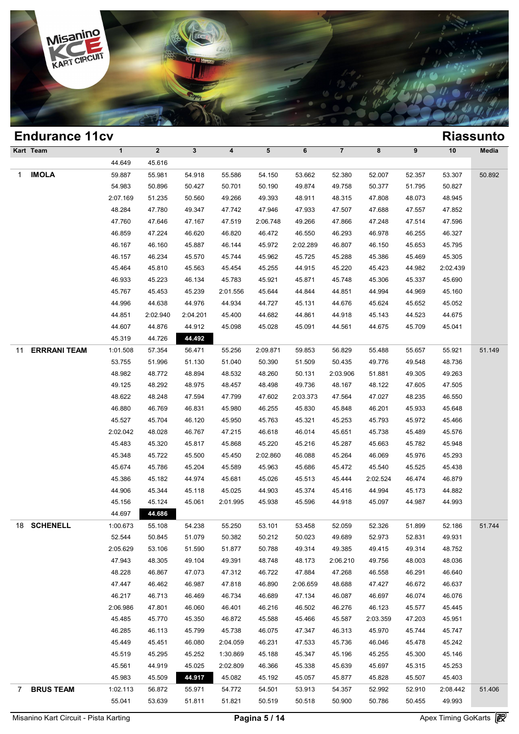## Endurance 11cv

## Riassunto

| Kart | Team | 1 | 2 | 3 | 4 | 5 | 6 | 7 | 8 | 9 | 10 | Media |
|---|---|---|---|---|---|---|---|---|---|---|---|---|
| | | 44.649 | 45.616 | | | | | | | | | |
| 1 | **IMOLA** | 59.887 | 55.981 | 54.918 | 55.586 | 54.150 | 53.662 | 52.380 | 52.007 | 52.357 | 53.307 | 50.892 |
| | | 54.983 | 50.896 | 50.427 | 50.701 | 50.190 | 49.874 | 49.758 | 50.377 | 51.795 | 50.827 | |
| | | 2:07.169 | 51.235 | 50.560 | 49.266 | 49.393 | 48.911 | 48.315 | 47.808 | 48.073 | 48.945 | |
| | | 48.284 | 47.780 | 49.347 | 47.742 | 47.946 | 47.933 | 47.507 | 47.688 | 47.557 | 47.852 | |
| | | 47.760 | 47.646 | 47.167 | 47.519 | 2:06.748 | 49.266 | 47.866 | 47.248 | 47.514 | 47.596 | |
| | | 46.859 | 47.224 | 46.620 | 46.820 | 46.472 | 46.550 | 46.293 | 46.978 | 46.255 | 46.327 | |
| | | 46.167 | 46.160 | 45.887 | 46.144 | 45.972 | 2:02.289 | 46.807 | 46.150 | 45.653 | 45.795 | |
| | | 46.157 | 46.234 | 45.570 | 45.744 | 45.962 | 45.725 | 45.288 | 45.386 | 45.469 | 45.305 | |
| | | 45.464 | 45.810 | 45.563 | 45.454 | 45.255 | 44.915 | 45.220 | 45.423 | 44.982 | 2:02.439 | |
| | | 46.933 | 45.223 | 46.134 | 45.783 | 45.921 | 45.871 | 45.748 | 45.306 | 45.337 | 45.690 | |
| | | 45.767 | 45.453 | 45.239 | 2:01.556 | 45.644 | 44.844 | 44.851 | 44.994 | 44.969 | 45.160 | |
| | | 44.996 | 44.638 | 44.976 | 44.934 | 44.727 | 45.131 | 44.676 | 45.624 | 45.652 | 45.052 | |
| | | 44.851 | 2:02.940 | 2:04.201 | 45.400 | 44.682 | 44.861 | 44.918 | 45.143 | 44.523 | 44.675 | |
| | | 44.607 | 44.876 | 44.912 | 45.098 | 45.028 | 45.091 | 44.561 | 44.675 | 45.709 | 45.041 | |
| | | 45.319 | 44.726 | **44.492** | | | | | | | | |
| 11 | **ERRRANI TEAM** | 1:01.508 | 57.354 | 56.471 | 55.256 | 2:09.871 | 59.853 | 56.829 | 55.488 | 55.657 | 55.921 | 51.149 |
| | | 53.755 | 51.996 | 51.130 | 51.040 | 50.390 | 51.509 | 50.435 | 49.776 | 49.548 | 48.736 | |
| | | 48.982 | 48.772 | 48.894 | 48.532 | 48.260 | 50.131 | 2:03.906 | 51.881 | 49.305 | 49.263 | |
| | | 49.125 | 48.292 | 48.975 | 48.457 | 48.498 | 49.736 | 48.167 | 48.122 | 47.605 | 47.505 | |
| | | 48.622 | 48.248 | 47.594 | 47.799 | 47.602 | 2:03.373 | 47.564 | 47.027 | 48.235 | 46.550 | |
| | | 46.880 | 46.769 | 46.831 | 45.980 | 46.255 | 45.830 | 45.848 | 46.201 | 45.933 | 45.648 | |
| | | 45.527 | 45.704 | 46.120 | 45.950 | 45.763 | 45.321 | 45.253 | 45.793 | 45.972 | 45.466 | |
| | | 2:02.042 | 48.028 | 46.767 | 47.215 | 46.618 | 46.014 | 45.651 | 45.738 | 45.489 | 45.576 | |
| | | 45.483 | 45.320 | 45.817 | 45.868 | 45.220 | 45.216 | 45.287 | 45.663 | 45.782 | 45.948 | |
| | | 45.348 | 45.722 | 45.500 | 45.450 | 2:02.860 | 46.088 | 45.264 | 46.069 | 45.976 | 45.293 | |
| | | 45.674 | 45.786 | 45.204 | 45.589 | 45.963 | 45.686 | 45.472 | 45.540 | 45.525 | 45.438 | |
| | | 45.386 | 45.182 | 44.974 | 45.681 | 45.026 | 45.513 | 45.444 | 2:02.524 | 46.474 | 46.879 | |
| | | 44.906 | 45.344 | 45.118 | 45.025 | 44.903 | 45.374 | 45.416 | 44.994 | 45.173 | 44.882 | |
| | | 45.156 | 45.124 | 45.061 | 2:01.995 | 45.938 | 45.596 | 44.918 | 45.097 | 44.987 | 44.993 | |
| | | 44.697 | **44.686** | | | | | | | | | |
| 18 | **SCHENELL** | 1:00.673 | 55.108 | 54.238 | 55.250 | 53.101 | 53.458 | 52.059 | 52.326 | 51.899 | 52.186 | 51.744 |
| | | 52.544 | 50.845 | 51.079 | 50.382 | 50.212 | 50.023 | 49.689 | 52.973 | 52.831 | 49.931 | |
| | | 2:05.629 | 53.106 | 51.590 | 51.877 | 50.788 | 49.314 | 49.385 | 49.415 | 49.314 | 48.752 | |
| | | 47.943 | 48.305 | 49.104 | 49.391 | 48.748 | 48.173 | 2:06.210 | 49.756 | 48.003 | 48.036 | |
| | | 48.228 | 46.867 | 47.073 | 47.312 | 46.722 | 47.884 | 47.268 | 46.558 | 46.291 | 46.640 | |
| | | 47.447 | 46.462 | 46.987 | 47.818 | 46.890 | 2:06.659 | 48.688 | 47.427 | 46.672 | 46.637 | |
| | | 46.217 | 46.713 | 46.469 | 46.734 | 46.689 | 47.134 | 46.087 | 46.697 | 46.074 | 46.076 | |
| | | 2:06.986 | 47.801 | 46.060 | 46.401 | 46.216 | 46.502 | 46.276 | 46.123 | 45.577 | 45.445 | |
| | | 45.485 | 45.770 | 45.350 | 46.872 | 45.588 | 45.466 | 45.587 | 2:03.359 | 47.203 | 45.951 | |
| | | 46.285 | 46.113 | 45.799 | 45.738 | 46.075 | 47.347 | 46.313 | 45.970 | 45.744 | 45.747 | |
| | | 45.449 | 45.451 | 46.080 | 2:04.059 | 46.231 | 47.533 | 45.736 | 46.046 | 45.478 | 45.242 | |
| | | 45.519 | 45.295 | 45.252 | 1:30.869 | 45.188 | 45.347 | 45.196 | 45.255 | 45.300 | 45.146 | |
| | | 45.561 | 44.919 | 45.025 | 2:02.809 | 46.366 | 45.338 | 45.639 | 45.697 | 45.315 | 45.253 | |
| | | 45.983 | 45.509 | **44.917** | 45.082 | 45.192 | 45.057 | 45.877 | 45.828 | 45.507 | 45.403 | |
| 7 | **BRUS TEAM** | 1:02.113 | 56.872 | 55.971 | 54.772 | 54.501 | 53.913 | 54.357 | 52.992 | 52.910 | 2:08.442 | 51.406 |
| | | 55.041 | 53.639 | 51.811 | 51.821 | 50.519 | 50.518 | 50.900 | 50.786 | 50.455 | 49.993 | |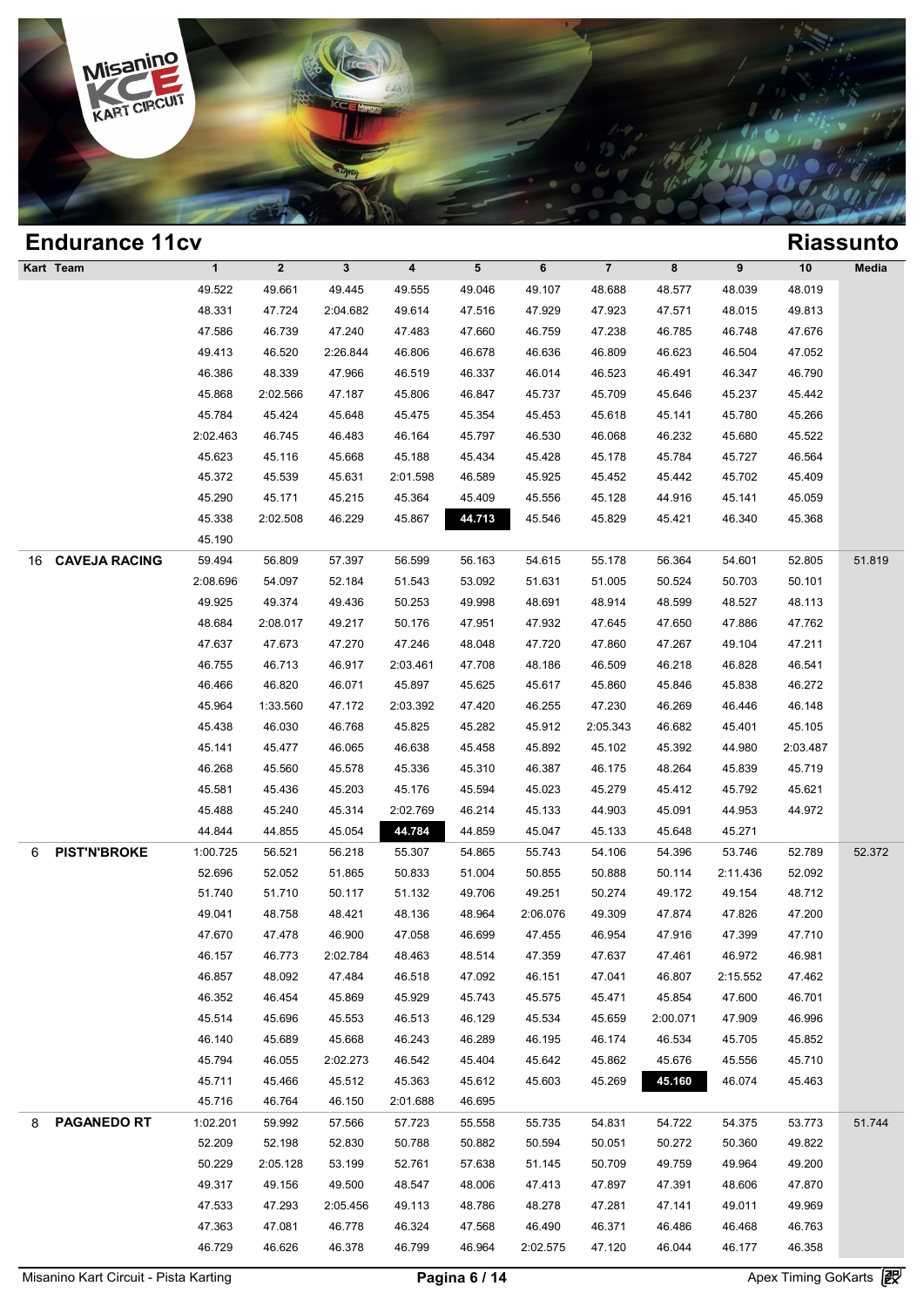## Endurance 11cv

## Riassunto

| Kart | Team | 1 | 2 | 3 | 4 | 5 | 6 | 7 | 8 | 9 | 10 | Media |
|---|---|---|---|---|---|---|---|---|---|---|---|---|
| | | 49.522 | 49.661 | 49.445 | 49.555 | 49.046 | 49.107 | 48.688 | 48.577 | 48.039 | 48.019 | |
| | | 48.331 | 47.724 | 2:04.682 | 49.614 | 47.516 | 47.929 | 47.923 | 47.571 | 48.015 | 49.813 | |
| | | 47.586 | 46.739 | 47.240 | 47.483 | 47.660 | 46.759 | 47.238 | 46.785 | 46.748 | 47.676 | |
| | | 49.413 | 46.520 | 2:26.844 | 46.806 | 46.678 | 46.636 | 46.809 | 46.623 | 46.504 | 47.052 | |
| | | 46.386 | 48.339 | 47.966 | 46.519 | 46.337 | 46.014 | 46.523 | 46.491 | 46.347 | 46.790 | |
| | | 45.868 | 2:02.566 | 47.187 | 45.806 | 46.847 | 45.737 | 45.709 | 45.646 | 45.237 | 45.442 | |
| | | 45.784 | 45.424 | 45.648 | 45.475 | 45.354 | 45.453 | 45.618 | 45.141 | 45.780 | 45.266 | |
| | | 2:02.463 | 46.745 | 46.483 | 46.164 | 45.797 | 46.530 | 46.068 | 46.232 | 45.680 | 45.522 | |
| | | 45.623 | 45.116 | 45.668 | 45.188 | 45.434 | 45.428 | 45.178 | 45.784 | 45.727 | 46.564 | |
| | | 45.372 | 45.539 | 45.631 | 2:01.598 | 46.589 | 45.925 | 45.452 | 45.442 | 45.702 | 45.409 | |
| | | 45.290 | 45.171 | 45.215 | 45.364 | 45.409 | 45.556 | 45.128 | 44.916 | 45.141 | 45.059 | |
| | | 45.338 | 2:02.508 | 46.229 | 45.867 | **44.713** | 45.546 | 45.829 | 45.421 | 46.340 | 45.368 | |
| | | 45.190 | | | | | | | | | | |
| 16 | **CAVEJA RACING** | 59.494 | 56.809 | 57.397 | 56.599 | 56.163 | 54.615 | 55.178 | 56.364 | 54.601 | 52.805 | 51.819 |
| | | 2:08.696 | 54.097 | 52.184 | 51.543 | 53.092 | 51.631 | 51.005 | 50.524 | 50.703 | 50.101 | |
| | | 49.925 | 49.374 | 49.436 | 50.253 | 49.998 | 48.691 | 48.914 | 48.599 | 48.527 | 48.113 | |
| | | 48.684 | 2:08.017 | 49.217 | 50.176 | 47.951 | 47.932 | 47.645 | 47.650 | 47.886 | 47.762 | |
| | | 47.637 | 47.673 | 47.270 | 47.246 | 48.048 | 47.720 | 47.860 | 47.267 | 49.104 | 47.211 | |
| | | 46.755 | 46.713 | 46.917 | 2:03.461 | 47.708 | 48.186 | 46.509 | 46.218 | 46.828 | 46.541 | |
| | | 46.466 | 46.820 | 46.071 | 45.897 | 45.625 | 45.617 | 45.860 | 45.846 | 45.838 | 46.272 | |
| | | 45.964 | 1:33.560 | 47.172 | 2:03.392 | 47.420 | 46.255 | 47.230 | 46.269 | 46.446 | 46.148 | |
| | | 45.438 | 46.030 | 46.768 | 45.825 | 45.282 | 45.912 | 2:05.343 | 46.682 | 45.401 | 45.105 | |
| | | 45.141 | 45.477 | 46.065 | 46.638 | 45.458 | 45.892 | 45.102 | 45.392 | 44.980 | 2:03.487 | |
| | | 46.268 | 45.560 | 45.578 | 45.336 | 45.310 | 46.387 | 46.175 | 48.264 | 45.839 | 45.719 | |
| | | 45.581 | 45.436 | 45.203 | 45.176 | 45.594 | 45.023 | 45.279 | 45.412 | 45.792 | 45.621 | |
| | | 45.488 | 45.240 | 45.314 | 2:02.769 | 46.214 | 45.133 | 44.903 | 45.091 | 44.953 | 44.972 | |
| | | 44.844 | 44.855 | 45.054 | **44.784** | 44.859 | 45.047 | 45.133 | 45.648 | 45.271 | | |
| 6 | **PIST'N'BROKE** | 1:00.725 | 56.521 | 56.218 | 55.307 | 54.865 | 55.743 | 54.106 | 54.396 | 53.746 | 52.789 | 52.372 |
| | | 52.696 | 52.052 | 51.865 | 50.833 | 51.004 | 50.855 | 50.888 | 50.114 | 2:11.436 | 52.092 | |
| | | 51.740 | 51.710 | 50.117 | 51.132 | 49.706 | 49.251 | 50.274 | 49.172 | 49.154 | 48.712 | |
| | | 49.041 | 48.758 | 48.421 | 48.136 | 48.964 | 2:06.076 | 49.309 | 47.874 | 47.826 | 47.200 | |
| | | 47.670 | 47.478 | 46.900 | 47.058 | 46.699 | 47.455 | 46.954 | 47.916 | 47.399 | 47.710 | |
| | | 46.157 | 46.773 | 2:02.784 | 48.463 | 48.514 | 47.359 | 47.637 | 47.461 | 46.972 | 46.981 | |
| | | 46.857 | 48.092 | 47.484 | 46.518 | 47.092 | 46.151 | 47.041 | 46.807 | 2:15.552 | 47.462 | |
| | | 46.352 | 46.454 | 45.869 | 45.929 | 45.743 | 45.575 | 45.471 | 45.854 | 47.600 | 46.701 | |
| | | 45.514 | 45.696 | 45.553 | 46.513 | 46.129 | 45.534 | 45.659 | 2:00.071 | 47.909 | 46.996 | |
| | | 46.140 | 45.689 | 45.668 | 46.243 | 46.289 | 46.195 | 46.174 | 46.534 | 45.705 | 45.852 | |
| | | 45.794 | 46.055 | 2:02.273 | 46.542 | 45.404 | 45.642 | 45.862 | 45.676 | 45.556 | 45.710 | |
| | | 45.711 | 45.466 | 45.512 | 45.363 | 45.612 | 45.603 | 45.269 | **45.160** | 46.074 | 45.463 | |
| | | 45.716 | 46.764 | 46.150 | 2:01.688 | 46.695 | | | | | | |
| 8 | **PAGANEDO RT** | 1:02.201 | 59.992 | 57.566 | 57.723 | 55.558 | 55.735 | 54.831 | 54.722 | 54.375 | 53.773 | 51.744 |
| | | 52.209 | 52.198 | 52.830 | 50.788 | 50.882 | 50.594 | 50.051 | 50.272 | 50.360 | 49.822 | |
| | | 50.229 | 2:05.128 | 53.199 | 52.761 | 57.638 | 51.145 | 50.709 | 49.759 | 49.964 | 49.200 | |
| | | 49.317 | 49.156 | 49.500 | 48.547 | 48.006 | 47.413 | 47.897 | 47.391 | 48.606 | 47.870 | |
| | | 47.533 | 47.293 | 2:05.456 | 49.113 | 48.786 | 48.278 | 47.281 | 47.141 | 49.011 | 49.969 | |
| | | 47.363 | 47.081 | 46.778 | 46.324 | 47.568 | 46.490 | 46.371 | 46.486 | 46.468 | 46.763 | |
| | | 46.729 | 46.626 | 46.378 | 46.799 | 46.964 | 2:02.575 | 47.120 | 46.044 | 46.177 | 46.358 | |

Misanino Kart Circuit - Pista Karting

Apex Timing GoKarts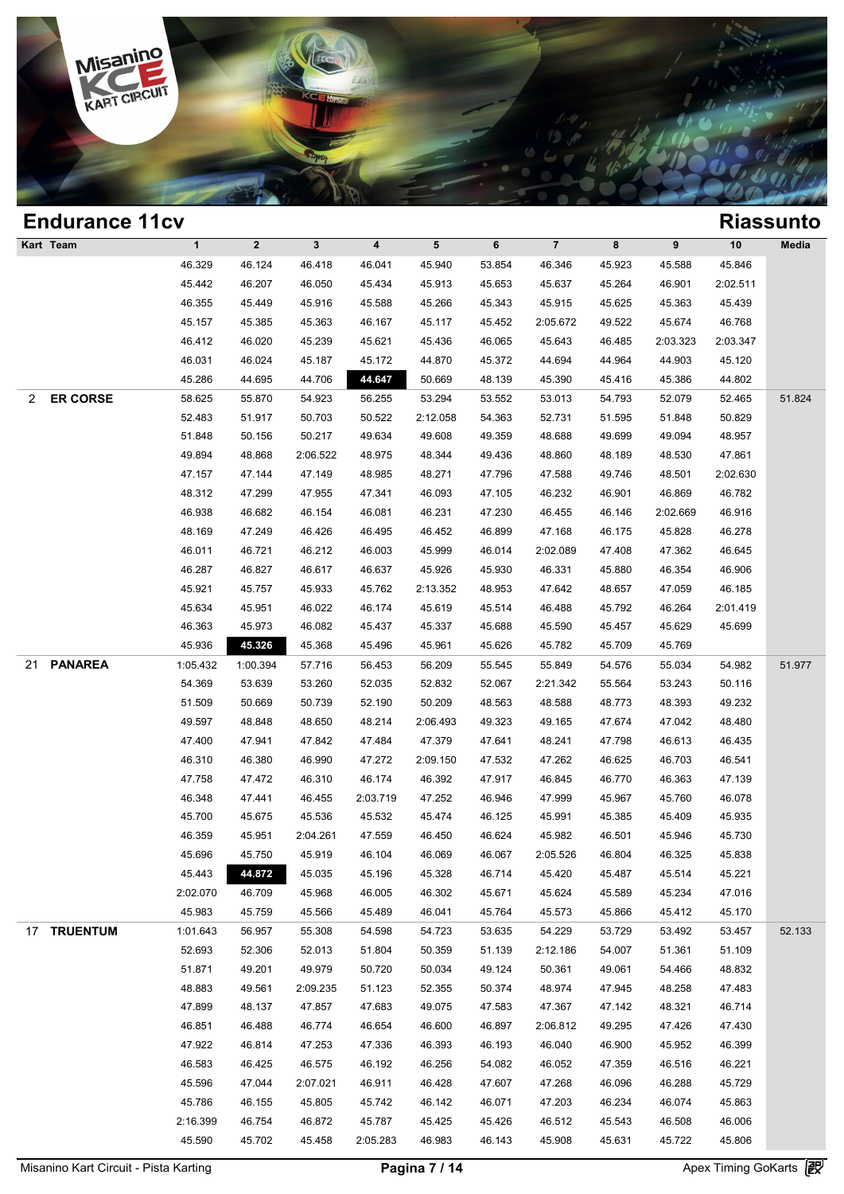## Endurance 11cv

## Riassunto

| Kart | Team | 1 | 2 | 3 | 4 | 5 | 6 | 7 | 8 | 9 | 10 | Media |
|---|---|---|---|---|---|---|---|---|---|---|---|---|
| | | 46.329 | 46.124 | 46.418 | 46.041 | 45.940 | 53.854 | 46.346 | 45.923 | 45.588 | 45.846 | |
| | | 45.442 | 46.207 | 46.050 | 45.434 | 45.913 | 45.653 | 45.637 | 45.264 | 46.901 | 2:02.511 | |
| | | 46.355 | 45.449 | 45.916 | 45.588 | 45.266 | 45.343 | 45.915 | 45.625 | 45.363 | 45.439 | |
| | | 45.157 | 45.385 | 45.363 | 46.167 | 45.117 | 45.452 | 2:05.672 | 49.522 | 45.674 | 46.768 | |
| | | 46.412 | 46.020 | 45.239 | 45.621 | 45.436 | 46.065 | 45.643 | 46.485 | 2:03.323 | 2:03.347 | |
| | | 46.031 | 46.024 | 45.187 | 45.172 | 44.870 | 45.372 | 44.694 | 44.964 | 44.903 | 45.120 | |
| | | 45.286 | 44.695 | 44.706 | **44.647** | 50.669 | 48.139 | 45.390 | 45.416 | 45.386 | 44.802 | |
| 2 | **ER CORSE** | 58.625 | 55.870 | 54.923 | 56.255 | 53.294 | 53.552 | 53.013 | 54.793 | 52.079 | 52.465 | 51.824 |
| | | 52.483 | 51.917 | 50.703 | 50.522 | 2:12.058 | 54.363 | 52.731 | 51.595 | 51.848 | 50.829 | |
| | | 51.848 | 50.156 | 50.217 | 49.634 | 49.608 | 49.359 | 48.688 | 49.699 | 49.094 | 48.957 | |
| | | 49.894 | 48.868 | 2:06.522 | 48.975 | 48.344 | 49.436 | 48.860 | 48.189 | 48.530 | 47.861 | |
| | | 47.157 | 47.144 | 47.149 | 48.985 | 48.271 | 47.796 | 47.588 | 49.746 | 48.501 | 2:02.630 | |
| | | 48.312 | 47.299 | 47.955 | 47.341 | 46.093 | 47.105 | 46.232 | 46.901 | 46.869 | 46.782 | |
| | | 46.938 | 46.682 | 46.154 | 46.081 | 46.231 | 47.230 | 46.455 | 46.146 | 2:02.669 | 46.916 | |
| | | 48.169 | 47.249 | 46.426 | 46.495 | 46.452 | 46.899 | 47.168 | 46.175 | 45.828 | 46.278 | |
| | | 46.011 | 46.721 | 46.212 | 46.003 | 45.999 | 46.014 | 2:02.089 | 47.408 | 47.362 | 46.645 | |
| | | 46.287 | 46.827 | 46.617 | 46.637 | 45.926 | 45.930 | 46.331 | 45.880 | 46.354 | 46.906 | |
| | | 45.921 | 45.757 | 45.933 | 45.762 | 2:13.352 | 48.953 | 47.642 | 48.657 | 47.059 | 46.185 | |
| | | 45.634 | 45.951 | 46.022 | 46.174 | 45.619 | 45.514 | 46.488 | 45.792 | 46.264 | 2:01.419 | |
| | | 46.363 | 45.973 | 46.082 | 45.437 | 45.337 | 45.688 | 45.590 | 45.457 | 45.629 | 45.699 | |
| | | 45.936 | **45.326** | 45.368 | 45.496 | 45.961 | 45.626 | 45.782 | 45.709 | 45.769 | | |
| 21 | **PANAREA** | 1:05.432 | 1:00.394 | 57.716 | 56.453 | 56.209 | 55.545 | 55.849 | 54.576 | 55.034 | 54.982 | 51.977 |
| | | 54.369 | 53.639 | 53.260 | 52.035 | 52.832 | 52.067 | 2:21.342 | 55.564 | 53.243 | 50.116 | |
| | | 51.509 | 50.669 | 50.739 | 52.190 | 50.209 | 48.563 | 48.588 | 48.773 | 48.393 | 49.232 | |
| | | 49.597 | 48.848 | 48.650 | 48.214 | 2:06.493 | 49.323 | 49.165 | 47.674 | 47.042 | 48.480 | |
| | | 47.400 | 47.941 | 47.842 | 47.484 | 47.379 | 47.641 | 48.241 | 47.798 | 46.613 | 46.435 | |
| | | 46.310 | 46.380 | 46.990 | 47.272 | 2:09.150 | 47.532 | 47.262 | 46.625 | 46.703 | 46.541 | |
| | | 47.758 | 47.472 | 46.310 | 46.174 | 46.392 | 47.917 | 46.845 | 46.770 | 46.363 | 47.139 | |
| | | 46.348 | 47.441 | 46.455 | 2:03.719 | 47.252 | 46.946 | 47.999 | 45.967 | 45.760 | 46.078 | |
| | | 45.700 | 45.675 | 45.536 | 45.532 | 45.474 | 46.125 | 45.991 | 45.385 | 45.409 | 45.935 | |
| | | 46.359 | 45.951 | 2:04.261 | 47.559 | 46.450 | 46.624 | 45.982 | 46.501 | 45.946 | 45.730 | |
| | | 45.696 | 45.750 | 45.919 | 46.104 | 46.069 | 46.067 | 2:05.526 | 46.804 | 46.325 | 45.838 | |
| | | 45.443 | **44.872** | 45.035 | 45.196 | 45.328 | 46.714 | 45.420 | 45.487 | 45.514 | 45.221 | |
| | | 2:02.070 | 46.709 | 45.968 | 46.005 | 46.302 | 45.671 | 45.624 | 45.589 | 45.234 | 47.016 | |
| | | 45.983 | 45.759 | 45.566 | 45.489 | 46.041 | 45.764 | 45.573 | 45.866 | 45.412 | 45.170 | |
| 17 | **TRUENTUM** | 1:01.643 | 56.957 | 55.308 | 54.598 | 54.723 | 53.635 | 54.229 | 53.729 | 53.492 | 53.457 | 52.133 |
| | | 52.693 | 52.306 | 52.013 | 51.804 | 50.359 | 51.139 | 2:12.186 | 54.007 | 51.361 | 51.109 | |
| | | 51.871 | 49.201 | 49.979 | 50.720 | 50.034 | 49.124 | 50.361 | 49.061 | 54.466 | 48.832 | |
| | | 48.883 | 49.561 | 2:09.235 | 51.123 | 52.355 | 50.374 | 48.974 | 47.945 | 48.258 | 47.483 | |
| | | 47.899 | 48.137 | 47.857 | 47.683 | 49.075 | 47.583 | 47.367 | 47.142 | 48.321 | 46.714 | |
| | | 46.851 | 46.488 | 46.774 | 46.654 | 46.600 | 46.897 | 2:06.812 | 49.295 | 47.426 | 47.430 | |
| | | 47.922 | 46.814 | 47.253 | 47.336 | 46.393 | 46.193 | 46.040 | 46.900 | 45.952 | 46.399 | |
| | | 46.583 | 46.425 | 46.575 | 46.192 | 46.256 | 54.082 | 46.052 | 47.359 | 46.516 | 46.221 | |
| | | 45.596 | 47.044 | 2:07.021 | 46.911 | 46.428 | 47.607 | 47.268 | 46.096 | 46.288 | 45.729 | |
| | | 45.786 | 46.155 | 45.805 | 45.742 | 46.142 | 46.071 | 47.203 | 46.234 | 46.074 | 45.863 | |
| | | 2:16.399 | 46.754 | 46.872 | 45.787 | 45.425 | 45.426 | 46.512 | 45.543 | 46.508 | 46.006 | |
| | | 45.590 | 45.702 | 45.458 | 2:05.283 | 46.983 | 46.143 | 45.908 | 45.631 | 45.722 | 45.806 | |

Misanino Kart Circuit - Pista Karting — Apex Timing GoKarts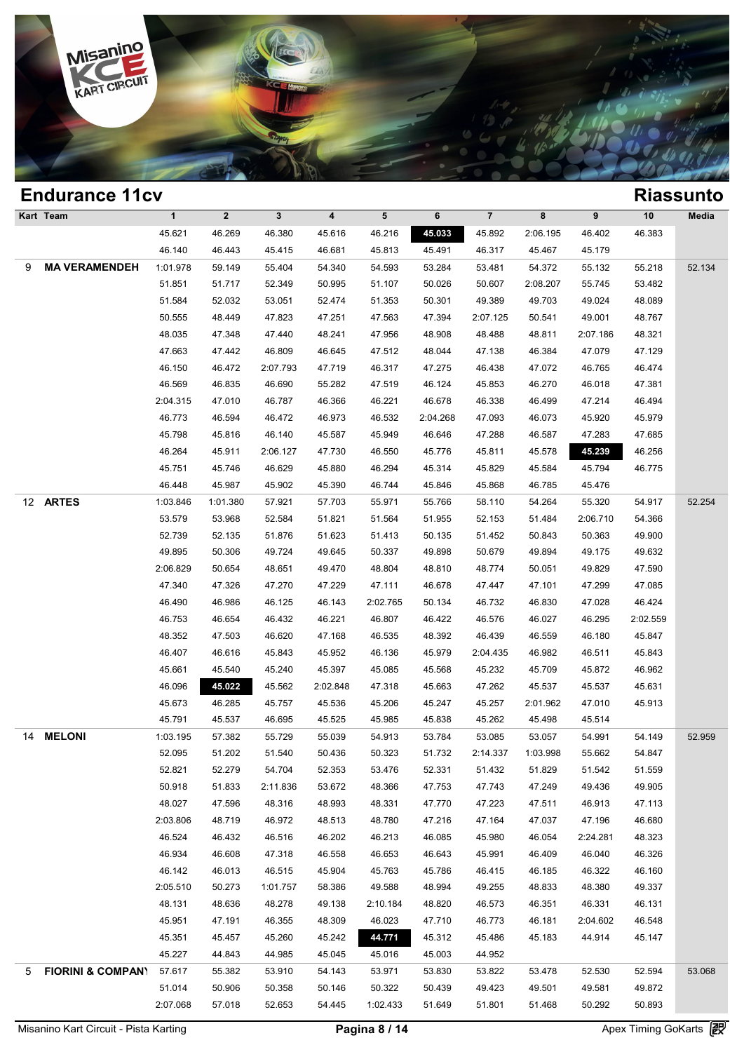## Endurance 11cv

## Riassunto

| Kart | Team | 1 | 2 | 3 | 4 | 5 | 6 | 7 | 8 | 9 | 10 | Media |
|---|---|---|---|---|---|---|---|---|---|---|---|---|
| | | 45.621 | 46.269 | 46.380 | 45.616 | 46.216 | **45.033** | 45.892 | 2:06.195 | 46.402 | 46.383 | |
| | | 46.140 | 46.443 | 45.415 | 46.681 | 45.813 | 45.491 | 46.317 | 45.467 | 45.179 | | |
| 9 | **MA VERAMENDEH** | 1:01.978 | 59.149 | 55.404 | 54.340 | 54.593 | 53.284 | 53.481 | 54.372 | 55.132 | 55.218 | 52.134 |
| | | 51.851 | 51.717 | 52.349 | 50.995 | 51.107 | 50.026 | 50.607 | 2:08.207 | 55.745 | 53.482 | |
| | | 51.584 | 52.032 | 53.051 | 52.474 | 51.353 | 50.301 | 49.389 | 49.703 | 49.024 | 48.089 | |
| | | 50.555 | 48.449 | 47.823 | 47.251 | 47.563 | 47.394 | 2:07.125 | 50.541 | 49.001 | 48.767 | |
| | | 48.035 | 47.348 | 47.440 | 48.241 | 47.956 | 48.908 | 48.488 | 48.811 | 2:07.186 | 48.321 | |
| | | 47.663 | 47.442 | 46.809 | 46.645 | 47.512 | 48.044 | 47.138 | 46.384 | 47.079 | 47.129 | |
| | | 46.150 | 46.472 | 2:07.793 | 47.719 | 46.317 | 47.275 | 46.438 | 47.072 | 46.765 | 46.474 | |
| | | 46.569 | 46.835 | 46.690 | 55.282 | 47.519 | 46.124 | 45.853 | 46.270 | 46.018 | 47.381 | |
| | | 2:04.315 | 47.010 | 46.787 | 46.366 | 46.221 | 46.678 | 46.338 | 46.499 | 47.214 | 46.494 | |
| | | 46.773 | 46.594 | 46.472 | 46.973 | 46.532 | 2:04.268 | 47.093 | 46.073 | 45.920 | 45.979 | |
| | | 45.798 | 45.816 | 46.140 | 45.587 | 45.949 | 46.646 | 47.288 | 46.587 | 47.283 | 47.685 | |
| | | 46.264 | 45.911 | 2:06.127 | 47.730 | 46.550 | 45.776 | 45.811 | 45.578 | **45.239** | 46.256 | |
| | | 45.751 | 45.746 | 46.629 | 45.880 | 46.294 | 45.314 | 45.829 | 45.584 | 45.794 | 46.775 | |
| | | 46.448 | 45.987 | 45.902 | 45.390 | 46.744 | 45.846 | 45.868 | 46.785 | 45.476 | | |
| 12 | **ARTES** | 1:03.846 | 1:01.380 | 57.921 | 57.703 | 55.971 | 55.766 | 58.110 | 54.264 | 55.320 | 54.917 | 52.254 |
| | | 53.579 | 53.968 | 52.584 | 51.821 | 51.564 | 51.955 | 52.153 | 51.484 | 2:06.710 | 54.366 | |
| | | 52.739 | 52.135 | 51.876 | 51.623 | 51.413 | 50.135 | 51.452 | 50.843 | 50.363 | 49.900 | |
| | | 49.895 | 50.306 | 49.724 | 49.645 | 50.337 | 49.898 | 50.679 | 49.894 | 49.175 | 49.632 | |
| | | 2:06.829 | 50.654 | 48.651 | 49.470 | 48.804 | 48.810 | 48.774 | 50.051 | 49.829 | 47.590 | |
| | | 47.340 | 47.326 | 47.270 | 47.229 | 47.111 | 46.678 | 47.447 | 47.101 | 47.299 | 47.085 | |
| | | 46.490 | 46.986 | 46.125 | 46.143 | 2:02.765 | 50.134 | 46.732 | 46.830 | 47.028 | 46.424 | |
| | | 46.753 | 46.654 | 46.432 | 46.221 | 46.807 | 46.422 | 46.576 | 46.027 | 46.295 | 2:02.559 | |
| | | 48.352 | 47.503 | 46.620 | 47.168 | 46.535 | 48.392 | 46.439 | 46.559 | 46.180 | 45.847 | |
| | | 46.407 | 46.616 | 45.843 | 45.952 | 46.136 | 45.979 | 2:04.435 | 46.982 | 46.511 | 45.843 | |
| | | 45.661 | 45.540 | 45.240 | 45.397 | 45.085 | 45.568 | 45.232 | 45.709 | 45.872 | 46.962 | |
| | | 46.096 | **45.022** | 45.562 | 2:02.848 | 47.318 | 45.663 | 47.262 | 45.537 | 45.537 | 45.631 | |
| | | 45.673 | 46.285 | 45.757 | 45.536 | 45.206 | 45.247 | 45.257 | 2:01.962 | 47.010 | 45.913 | |
| | | 45.791 | 45.537 | 46.695 | 45.525 | 45.985 | 45.838 | 45.262 | 45.498 | 45.514 | | |
| 14 | **MELONI** | 1:03.195 | 57.382 | 55.729 | 55.039 | 54.913 | 53.784 | 53.085 | 53.057 | 54.991 | 54.149 | 52.959 |
| | | 52.095 | 51.202 | 51.540 | 50.436 | 50.323 | 51.732 | 2:14.337 | 1:03.998 | 55.662 | 54.847 | |
| | | 52.821 | 52.279 | 54.704 | 52.353 | 53.476 | 52.331 | 51.432 | 51.829 | 51.542 | 51.559 | |
| | | 50.918 | 51.833 | 2:11.836 | 53.672 | 48.366 | 47.753 | 47.743 | 47.249 | 49.436 | 49.905 | |
| | | 48.027 | 47.596 | 48.316 | 48.993 | 48.331 | 47.770 | 47.223 | 47.511 | 46.913 | 47.113 | |
| | | 2:03.806 | 48.719 | 46.972 | 48.513 | 48.780 | 47.216 | 47.164 | 47.037 | 47.196 | 46.680 | |
| | | 46.524 | 46.432 | 46.516 | 46.202 | 46.213 | 46.085 | 45.980 | 46.054 | 2:24.281 | 48.323 | |
| | | 46.934 | 46.608 | 47.318 | 46.558 | 46.653 | 46.643 | 45.991 | 46.409 | 46.040 | 46.326 | |
| | | 46.142 | 46.013 | 46.515 | 45.904 | 45.763 | 45.786 | 46.415 | 46.185 | 46.322 | 46.160 | |
| | | 2:05.510 | 50.273 | 1:01.757 | 58.386 | 49.588 | 48.994 | 49.255 | 48.833 | 48.380 | 49.337 | |
| | | 48.131 | 48.636 | 48.278 | 49.138 | 2:10.184 | 48.820 | 46.573 | 46.351 | 46.331 | 46.131 | |
| | | 45.951 | 47.191 | 46.355 | 48.309 | 46.023 | 47.710 | 46.773 | 46.181 | 2:04.602 | 46.548 | |
| | | 45.351 | 45.457 | 45.260 | 45.242 | **44.771** | 45.312 | 45.486 | 45.183 | 44.914 | 45.147 | |
| | | 45.227 | 44.843 | 44.985 | 45.045 | 45.016 | 45.003 | 44.952 | | | | |
| 5 | **FIORINI & COMPAN** | 57.617 | 55.382 | 53.910 | 54.143 | 53.971 | 53.830 | 53.822 | 53.478 | 52.530 | 52.594 | 53.068 |
| | | 51.014 | 50.906 | 50.358 | 50.146 | 50.322 | 50.439 | 49.423 | 49.501 | 49.581 | 49.872 | |
| | | 2:07.068 | 57.018 | 52.653 | 54.445 | 1:02.433 | 51.649 | 51.801 | 51.468 | 50.292 | 50.893 | |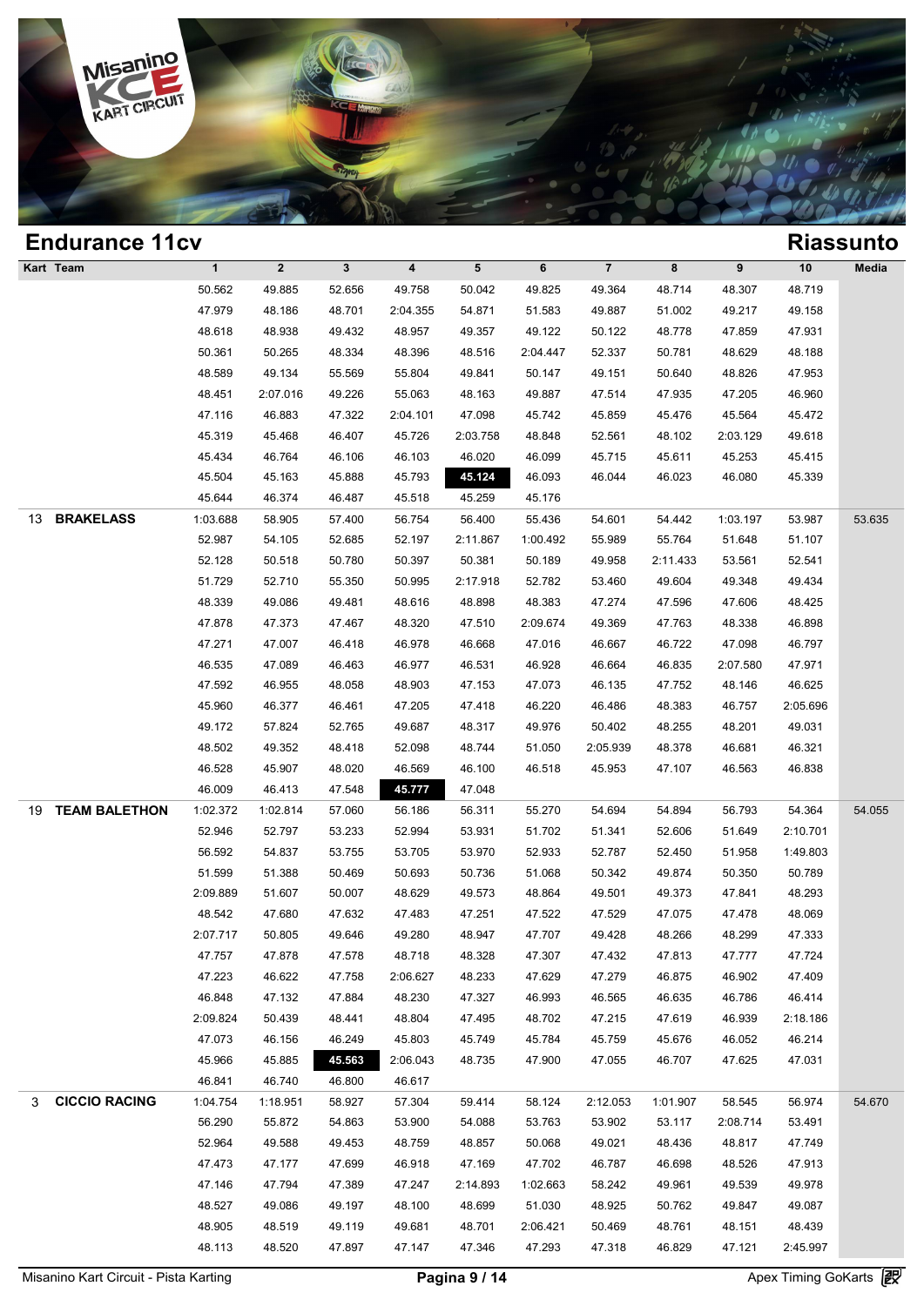## Endurance 11cv

## Riassunto

| Kart | Team | 1 | 2 | 3 | 4 | 5 | 6 | 7 | 8 | 9 | 10 | Media |
|---|---|---|---|---|---|---|---|---|---|---|---|---|
| | | 50.562 | 49.885 | 52.656 | 49.758 | 50.042 | 49.825 | 49.364 | 48.714 | 48.307 | 48.719 | |
| | | 47.979 | 48.186 | 48.701 | 2:04.355 | 54.871 | 51.583 | 49.887 | 51.002 | 49.217 | 49.158 | |
| | | 48.618 | 48.938 | 49.432 | 48.957 | 49.357 | 49.122 | 50.122 | 48.778 | 47.859 | 47.931 | |
| | | 50.361 | 50.265 | 48.334 | 48.396 | 48.516 | 2:04.447 | 52.337 | 50.781 | 48.629 | 48.188 | |
| | | 48.589 | 49.134 | 55.569 | 55.804 | 49.841 | 50.147 | 49.151 | 50.640 | 48.826 | 47.953 | |
| | | 48.451 | 2:07.016 | 49.226 | 55.063 | 48.163 | 49.887 | 47.514 | 47.935 | 47.205 | 46.960 | |
| | | 47.116 | 46.883 | 47.322 | 2:04.101 | 47.098 | 45.742 | 45.859 | 45.476 | 45.564 | 45.472 | |
| | | 45.319 | 45.468 | 46.407 | 45.726 | 2:03.758 | 48.848 | 52.561 | 48.102 | 2:03.129 | 49.618 | |
| | | 45.434 | 46.764 | 46.106 | 46.103 | 46.020 | 46.099 | 45.715 | 45.611 | 45.253 | 45.415 | |
| | | 45.504 | 45.163 | 45.888 | 45.793 | **45.124** | 46.093 | 46.044 | 46.023 | 46.080 | 45.339 | |
| | | 45.644 | 46.374 | 46.487 | 45.518 | 45.259 | 45.176 | | | | | |
| 13 | **BRAKELASS** | 1:03.688 | 58.905 | 57.400 | 56.754 | 56.400 | 55.436 | 54.601 | 54.442 | 1:03.197 | 53.987 | 53.635 |
| | | 52.987 | 54.105 | 52.685 | 52.197 | 2:11.867 | 1:00.492 | 55.989 | 55.764 | 51.648 | 51.107 | |
| | | 52.128 | 50.518 | 50.780 | 50.397 | 50.381 | 50.189 | 49.958 | 2:11.433 | 53.561 | 52.541 | |
| | | 51.729 | 52.710 | 55.350 | 50.995 | 2:17.918 | 52.782 | 53.460 | 49.604 | 49.348 | 49.434 | |
| | | 48.339 | 49.086 | 49.481 | 48.616 | 48.898 | 48.383 | 47.274 | 47.596 | 47.606 | 48.425 | |
| | | 47.878 | 47.373 | 47.467 | 48.320 | 47.510 | 2:09.674 | 49.369 | 47.763 | 48.338 | 46.898 | |
| | | 47.271 | 47.007 | 46.418 | 46.978 | 46.668 | 47.016 | 46.667 | 46.722 | 47.098 | 46.797 | |
| | | 46.535 | 47.089 | 46.463 | 46.977 | 46.531 | 46.928 | 46.664 | 46.835 | 2:07.580 | 47.971 | |
| | | 47.592 | 46.955 | 48.058 | 48.903 | 47.153 | 47.073 | 46.135 | 47.752 | 48.146 | 46.625 | |
| | | 45.960 | 46.377 | 46.461 | 47.205 | 47.418 | 46.220 | 46.486 | 48.383 | 46.757 | 2:05.696 | |
| | | 49.172 | 57.824 | 52.765 | 49.687 | 48.317 | 49.976 | 50.402 | 48.255 | 48.201 | 49.031 | |
| | | 48.502 | 49.352 | 48.418 | 52.098 | 48.744 | 51.050 | 2:05.939 | 48.378 | 46.681 | 46.321 | |
| | | 46.528 | 45.907 | 48.020 | 46.569 | 46.100 | 46.518 | 45.953 | 47.107 | 46.563 | 46.838 | |
| | | 46.009 | 46.413 | 47.548 | **45.777** | 47.048 | | | | | | |
| 19 | **TEAM BALETHON** | 1:02.372 | 1:02.814 | 57.060 | 56.186 | 56.311 | 55.270 | 54.694 | 54.894 | 56.793 | 54.364 | 54.055 |
| | | 52.946 | 52.797 | 53.233 | 52.994 | 53.931 | 51.702 | 51.341 | 52.606 | 51.649 | 2:10.701 | |
| | | 56.592 | 54.837 | 53.755 | 53.705 | 53.970 | 52.933 | 52.787 | 52.450 | 51.958 | 1:49.803 | |
| | | 51.599 | 51.388 | 50.469 | 50.693 | 50.736 | 51.068 | 50.342 | 49.874 | 50.350 | 50.789 | |
| | | 2:09.889 | 51.607 | 50.007 | 48.629 | 49.573 | 48.864 | 49.501 | 49.373 | 47.841 | 48.293 | |
| | | 48.542 | 47.680 | 47.632 | 47.483 | 47.251 | 47.522 | 47.529 | 47.075 | 47.478 | 48.069 | |
| | | 2:07.717 | 50.805 | 49.646 | 49.280 | 48.947 | 47.707 | 49.428 | 48.266 | 48.299 | 47.333 | |
| | | 47.757 | 47.878 | 47.578 | 48.718 | 48.328 | 47.307 | 47.432 | 47.813 | 47.777 | 47.724 | |
| | | 47.223 | 46.622 | 47.758 | 2:06.627 | 48.233 | 47.629 | 47.279 | 46.875 | 46.902 | 47.409 | |
| | | 46.848 | 47.132 | 47.884 | 48.230 | 47.327 | 46.993 | 46.565 | 46.635 | 46.786 | 46.414 | |
| | | 2:09.824 | 50.439 | 48.441 | 48.804 | 47.495 | 48.702 | 47.215 | 47.619 | 46.939 | 2:18.186 | |
| | | 47.073 | 46.156 | 46.249 | 45.803 | 45.749 | 45.784 | 45.759 | 45.676 | 46.052 | 46.214 | |
| | | 45.966 | 45.885 | **45.563** | 2:06.043 | 48.735 | 47.900 | 47.055 | 46.707 | 47.625 | 47.031 | |
| | | 46.841 | 46.740 | 46.800 | 46.617 | | | | | | | |
| 3 | **CICCIO RACING** | 1:04.754 | 1:18.951 | 58.927 | 57.304 | 59.414 | 58.124 | 2:12.053 | 1:01.907 | 58.545 | 56.974 | 54.670 |
| | | 56.290 | 55.872 | 54.863 | 53.900 | 54.088 | 53.763 | 53.902 | 53.117 | 2:08.714 | 53.491 | |
| | | 52.964 | 49.588 | 49.453 | 48.759 | 48.857 | 50.068 | 49.021 | 48.436 | 48.817 | 47.749 | |
| | | 47.473 | 47.177 | 47.699 | 46.918 | 47.169 | 47.702 | 46.787 | 46.698 | 48.526 | 47.913 | |
| | | 47.146 | 47.794 | 47.389 | 47.247 | 2:14.893 | 1:02.663 | 58.242 | 49.961 | 49.539 | 49.978 | |
| | | 48.527 | 49.086 | 49.197 | 48.100 | 48.699 | 51.030 | 48.925 | 50.762 | 49.847 | 49.087 | |
| | | 48.905 | 48.519 | 49.119 | 49.681 | 48.701 | 2:06.421 | 50.469 | 48.761 | 48.151 | 48.439 | |
| | | 48.113 | 48.520 | 47.897 | 47.147 | 47.346 | 47.293 | 47.318 | 46.829 | 47.121 | 2:45.997 | |

Misanino Kart Circuit - Pista Karting — Apex Timing GoKarts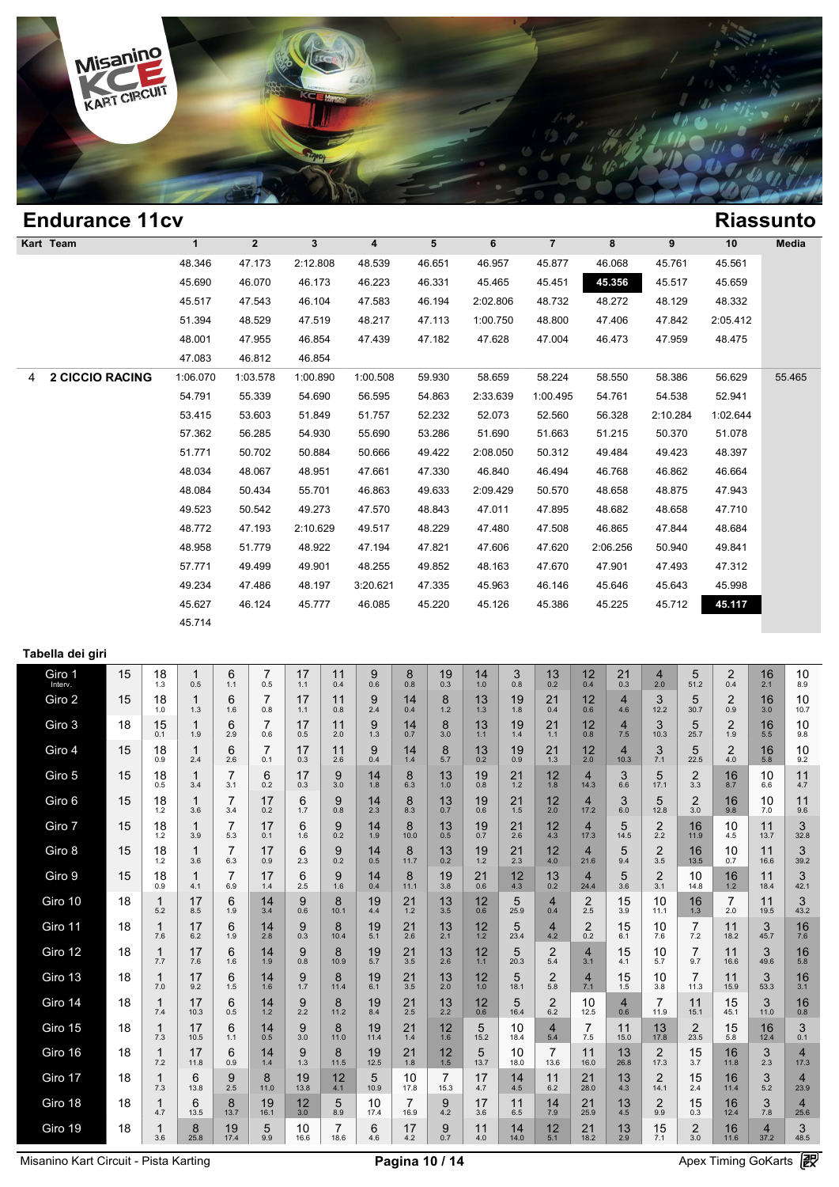## Endurance 11cv

## Riassunto

| Kart | Team | 1 | 2 | 3 | 4 | 5 | 6 | 7 | 8 | 9 | 10 | Media |
|---|---|---|---|---|---|---|---|---|---|---|---|---|
| | | 48.346 | 47.173 | 2:12.808 | 48.539 | 46.651 | 46.957 | 45.877 | 46.068 | 45.761 | 45.561 | |
| | | 45.690 | 46.070 | 46.173 | 46.223 | 46.331 | 45.465 | 45.451 | **45.356** | 45.517 | 45.659 | |
| | | 45.517 | 47.543 | 46.104 | 47.583 | 46.194 | 2:02.806 | 48.732 | 48.272 | 48.129 | 48.332 | |
| | | 51.394 | 48.529 | 47.519 | 48.217 | 47.113 | 1:00.750 | 48.800 | 47.406 | 47.842 | 2:05.412 | |
| | | 48.001 | 47.955 | 46.854 | 47.439 | 47.182 | 47.628 | 47.004 | 46.473 | 47.959 | 48.475 | |
| | | 47.083 | 46.812 | 46.854 | | | | | | | | |
| 4 | **2 CICCIO RACING** | 1:06.070 | 1:03.578 | 1:00.890 | 1:00.508 | 59.930 | 58.659 | 58.224 | 58.550 | 58.386 | 56.629 | 55.465 |
| | | 54.791 | 55.339 | 54.690 | 56.595 | 54.863 | 2:33.639 | 1:00.495 | 54.761 | 54.538 | 52.941 | |
| | | 53.415 | 53.603 | 51.849 | 51.757 | 52.232 | 52.073 | 52.560 | 56.328 | 2:10.284 | 1:02.644 | |
| | | 57.362 | 56.285 | 54.930 | 55.690 | 53.286 | 51.690 | 51.663 | 51.215 | 50.370 | 51.078 | |
| | | 51.771 | 50.702 | 50.884 | 50.666 | 49.422 | 2:08.050 | 50.312 | 49.484 | 49.423 | 48.397 | |
| | | 48.034 | 48.067 | 48.951 | 47.661 | 47.330 | 46.840 | 46.494 | 46.768 | 46.862 | 46.664 | |
| | | 48.084 | 50.434 | 55.701 | 46.863 | 49.633 | 2:09.429 | 50.570 | 48.658 | 48.875 | 47.943 | |
| | | 49.523 | 50.542 | 49.273 | 47.570 | 48.843 | 47.011 | 47.895 | 48.682 | 48.658 | 47.710 | |
| | | 48.772 | 47.193 | 2:10.629 | 49.517 | 48.229 | 47.480 | 47.508 | 46.865 | 47.844 | 48.684 | |
| | | 48.958 | 51.779 | 48.922 | 47.194 | 47.821 | 47.606 | 47.620 | 2:06.256 | 50.940 | 49.841 | |
| | | 57.771 | 49.499 | 49.901 | 48.255 | 49.852 | 48.163 | 47.670 | 47.901 | 47.493 | 47.312 | |
| | | 49.234 | 47.486 | 48.197 | 3:20.621 | 47.335 | 45.963 | 46.146 | 45.646 | 45.643 | 45.998 | |
| | | 45.627 | 46.124 | 45.777 | 46.085 | 45.220 | 45.126 | 45.386 | 45.225 | 45.712 | **45.117** | |
| | | 45.714 | | | | | | | | | | |

### Tabella dei giri

| Giro | | | | | | | | | | | | | | | | | | | | |
|---|---|---|---|---|---|---|---|---|---|---|---|---|---|---|---|---|---|---|---|---|
| Giro 1 (Interv.) | 15 | 18 (1.3) | 1 (0.5) | 6 (1.1) | 7 (0.5) | 17 (1.1) | 11 (0.4) | 9 (0.6) | 8 (0.8) | 19 (0.3) | 14 (1.0) | 3 (0.8) | 13 (0.2) | 12 (0.4) | 21 (0.3) | 4 (2.0) | 5 (51.2) | 2 (0.4) | 16 (2.1) | 10 (8.9) |
| Giro 2 | 15 | 18 (1.0) | 1 (1.3) | 6 (1.6) | 7 (0.8) | 17 (1.1) | 11 (0.8) | 9 (2.4) | 14 (0.4) | 8 (1.2) | 13 (1.3) | 19 (1.8) | 21 (0.4) | 12 (0.6) | 4 (4.6) | 3 (12.2) | 5 (30.7) | 2 (0.9) | 16 (3.0) | 10 (10.7) |
| Giro 3 | 18 | 15 (0.1) | 1 (1.9) | 6 (2.9) | 7 (0.6) | 17 (0.5) | 11 (2.0) | 9 (1.3) | 14 (0.7) | 8 (3.0) | 13 (1.3) | 19 (1.4) | 21 (1.1) | 12 (0.8) | 4 (7.5) | 3 (10.3) | 5 (25.7) | 2 (1.9) | 16 (5.5) | 10 (9.8) |
| Giro 4 | 15 | 18 (0.9) | 1 (2.4) | 6 (2.6) | 7 (0.1) | 17 (0.3) | 11 (2.6) | 9 (0.4) | 14 (1.4) | 8 (5.7) | 13 (0.2) | 19 (0.9) | 21 (1.3) | 12 (2.0) | 4 (10.3) | 3 (7.1) | 5 (22.5) | 2 (4.0) | 16 (5.8) | 10 (9.2) |
| Giro 5 | 15 | 18 (0.5) | 1 (3.4) | 7 (3.1) | 6 (0.2) | 17 (0.3) | 9 (3.0) | 14 (1.8) | 8 (6.3) | 13 (1.0) | 19 (0.8) | 21 (1.2) | 12 (1.8) | 4 (14.3) | 3 (6.6) | 5 (17.1) | 2 (3.3) | 16 (8.7) | 10 (6.6) | 11 (4.7) |
| Giro 6 | 15 | 18 (1.2) | 1 (3.6) | 7 (3.4) | 17 (0.2) | 6 (1.7) | 9 (0.8) | 14 (2.3) | 8 (8.3) | 13 (0.7) | 19 (0.6) | 21 (1.5) | 12 (2.0) | 4 (17.2) | 3 (6.0) | 5 (12.8) | 2 (3.0) | 16 (9.8) | 10 (7.0) | 11 (9.6) |
| Giro 7 | 15 | 18 (1.2) | 1 (3.9) | 7 (5.3) | 17 (0.1) | 6 (1.6) | 9 (0.2) | 14 (1.9) | 8 (10.0) | 13 (0.5) | 19 (0.7) | 21 (2.6) | 12 (4.3) | 4 (17.3) | 5 (14.5) | 2 (2.2) | 16 (11.9) | 10 (4.5) | 11 (13.7) | 3 (32.8) |
| Giro 8 | 15 | 18 (1.2) | 1 (3.6) | 7 (6.3) | 17 (0.9) | 6 (2.3) | 9 (0.2) | 14 (0.5) | 8 (11.7) | 13 (0.2) | 19 (1.2) | 21 (2.3) | 12 (4.0) | 4 (21.6) | 5 (9.4) | 2 (3.5) | 16 (13.5) | 10 (0.7) | 11 (16.6) | 3 (39.2) |
| Giro 9 | 15 | 18 (0.9) | 1 (4.1) | 7 (6.9) | 17 (1.4) | 6 (2.5) | 9 (1.6) | 14 (0.4) | 8 (11.1) | 19 (3.8) | 21 (0.6) | 12 (4.3) | 13 (0.2) | 4 (24.4) | 5 (3.6) | 2 (3.1) | 10 (14.8) | 16 (1.2) | 11 (18.4) | 3 (42.1) |
| Giro 10 | 18 | 1 (5.2) | 17 (8.5) | 6 (1.9) | 14 (3.4) | 9 (0.6) | 8 (10.1) | 19 (4.4) | 13 (3.5) | 12 (0.6) | 5 (25.9) | 4 (0.4) | 2 (2.5) | 15 (3.9) | 10 (11.1) | 16 (1.3) | 7 (2.0) | 11 (19.5) | 3 (43.2) | |
| Giro 11 | 18 | 1 (7.6) | 17 (6.2) | 6 (1.9) | 14 (2.8) | 9 (0.3) | 8 (10.4) | 19 (5.1) | 21 (2.6) | 13 (2.1) | 12 (1.2) | 5 (23.4) | 4 (4.2) | 2 (0.2) | 15 (6.1) | 10 (7.6) | 7 (7.2) | 11 (18.2) | 3 (45.7) | 16 (7.6) |
| Giro 12 | 18 | 1 (7.7) | 17 (7.6) | 6 (1.6) | 14 (1.9) | 9 (0.8) | 8 (10.9) | 19 (5.7) | 21 (3.5) | 13 (2.6) | 12 (1.1) | 5 (20.3) | 2 (5.4) | 4 (3.1) | 15 (4.1) | 10 (5.7) | 7 (9.7) | 11 (16.6) | 3 (49.6) | 16 (5.8) |
| Giro 13 | 18 | 1 (7.0) | 17 (9.2) | 6 (1.5) | 14 (1.6) | 9 (1.7) | 8 (11.4) | 19 (6.1) | 21 (3.5) | 13 (2.0) | 12 (1.0) | 5 (18.1) | 2 (5.8) | 4 (7.1) | 15 (1.5) | 10 (3.8) | 7 (11.3) | 11 (15.9) | 3 (53.3) | 16 (3.1) |
| Giro 14 | 18 | 1 (7.4) | 17 (10.3) | 6 (0.5) | 14 (1.2) | 9 (2.2) | 8 (11.2) | 19 (8.4) | 21 (2.5) | 13 (2.2) | 12 (0.6) | 5 (16.4) | 2 (6.2) | 10 (12.5) | 4 (0.6) | 7 (11.9) | 11 (15.1) | 15 (45.1) | 3 (11.0) | 16 (0.8) |
| Giro 15 | 18 | 1 (7.3) | 17 (10.5) | 6 (1.1) | 14 (0.5) | 9 (3.0) | 8 (11.0) | 19 (11.4) | 21 (1.4) | 12 (1.6) | 5 (15.2) | 10 (18.4) | 4 (5.4) | 7 (7.5) | 11 (15.0) | 13 (17.8) | 2 (23.5) | 15 (5.8) | 16 (12.4) | 3 (0.1) |
| Giro 16 | 18 | 1 (7.2) | 17 (11.8) | 6 (0.9) | 14 (1.4) | 9 (1.3) | 8 (11.5) | 19 (12.5) | 21 (1.8) | 12 (1.5) | 5 (13.7) | 10 (18.0) | 7 (13.6) | 11 (16.0) | 13 (26.8) | 2 (17.3) | 15 (3.7) | 16 (11.8) | 3 (2.3) | 4 (17.3) |
| Giro 17 | 18 | 1 (7.3) | 6 (13.8) | 9 (2.5) | 8 (11.0) | 19 (13.8) | 12 (4.1) | 5 (10.9) | 10 (17.8) | 7 (15.3) | 17 (4.7) | 14 (4.5) | 11 (6.2) | 21 (28.0) | 13 (4.3) | 2 (14.1) | 15 (2.4) | 16 (11.4) | 3 (5.2) | 4 (23.9) |
| Giro 18 | 18 | 1 (4.7) | 6 (13.5) | 8 (13.7) | 19 (16.1) | 12 (3.0) | 5 (8.9) | 10 (17.4) | 7 (16.9) | 9 (4.2) | 17 (3.6) | 11 (6.5) | 14 (7.9) | 21 (25.9) | 13 (4.5) | 2 (9.9) | 15 (0.3) | 16 (12.4) | 3 (7.8) | 4 (25.6) |
| Giro 19 | 18 | 1 (3.6) | 8 (25.8) | 19 (17.4) | 5 (9.9) | 10 (16.6) | 7 (18.6) | 6 (4.6) | 17 (4.2) | 9 (0.7) | 11 (4.0) | 14 (14.0) | 12 (5.1) | 21 (18.2) | 13 (2.9) | 15 (7.1) | 2 (3.0) | 16 (11.6) | 4 (37.2) | 3 (48.5) |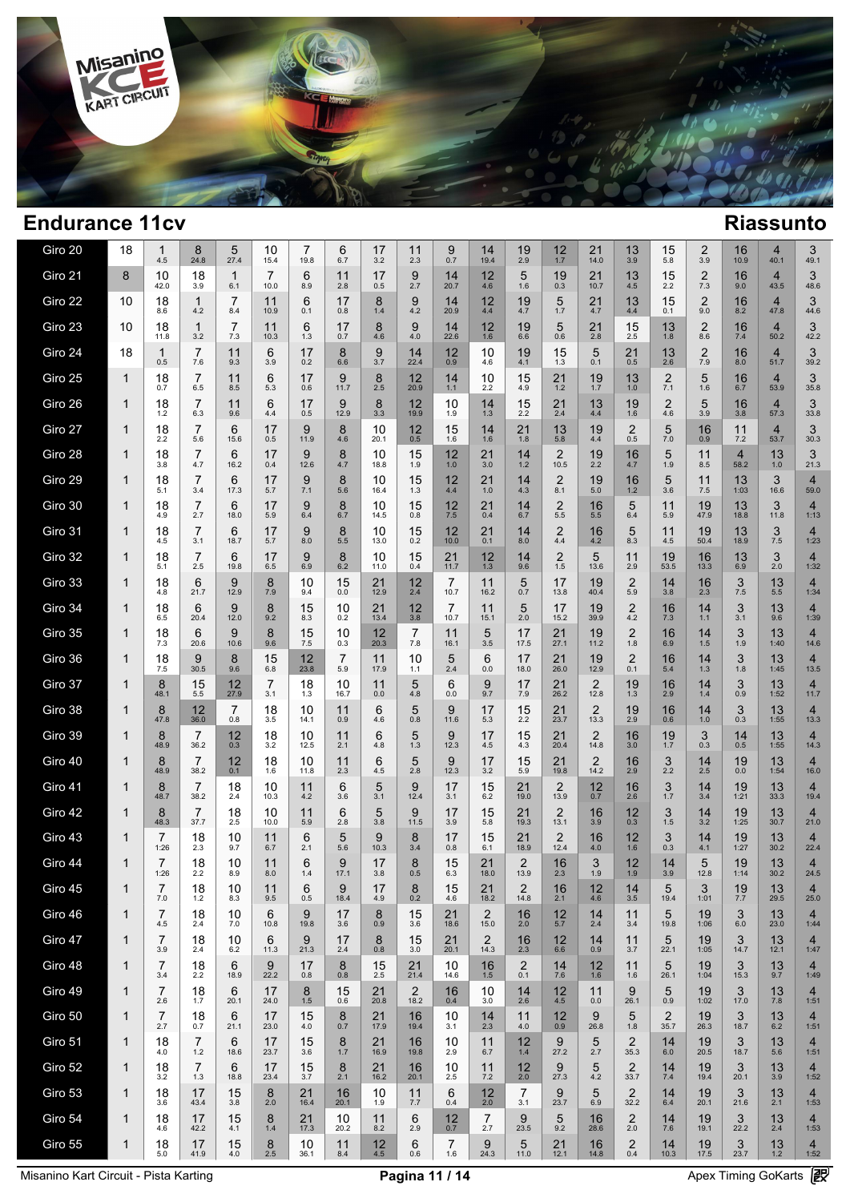## Endurance 11cv

## Riassunto

| Giro | Leader | | | | | | | | | | | | | | | | | | | |
|---|---|---|---|---|---|---|---|---|---|---|---|---|---|---|---|---|---|---|---|---|
| Giro 20 | 18 | 1 4.5 | 8 24.8 | 5 27.4 | 10 15.4 | 7 19.8 | 6 6.7 | 17 3.2 | 11 2.3 | 9 0.7 | 14 19.4 | 19 2.9 | 12 1.7 | 21 14.0 | 13 3.9 | 15 5.8 | 2 3.9 | 16 10.9 | 4 40.1 | 3 49.1 |
| Giro 21 | 8 | 10 42.0 | 18 3.9 | 1 6.1 | 7 10.0 | 6 8.9 | 11 2.8 | 17 0.5 | 9 2.7 | 14 20.7 | 12 4.6 | 5 1.6 | 19 0.3 | 21 10.7 | 13 4.5 | 15 2.2 | 2 7.3 | 16 9.0 | 4 43.5 | 3 48.6 |
| Giro 22 | 10 | 18 8.6 | 1 4.2 | 7 8.4 | 11 10.9 | 6 0.1 | 17 0.8 | 8 1.4 | 9 4.2 | 14 20.9 | 12 4.4 | 19 4.7 | 5 1.7 | 21 4.7 | 13 4.4 | 15 0.1 | 2 9.0 | 16 8.2 | 4 47.8 | 3 44.6 |
| Giro 23 | 10 | 18 11.8 | 1 3.2 | 7 7.3 | 11 10.3 | 6 1.3 | 17 0.7 | 8 4.6 | 9 4.0 | 14 22.6 | 12 1.6 | 19 6.6 | 5 0.6 | 21 2.8 | 15 2.5 | 13 1.8 | 2 8.6 | 16 7.4 | 4 50.2 | 3 42.2 |
| Giro 24 | 18 | 1 0.5 | 7 7.6 | 11 9.3 | 6 3.9 | 17 0.2 | 8 6.6 | 9 3.7 | 14 22.4 | 12 0.9 | 10 4.6 | 19 4.1 | 15 1.3 | 5 0.1 | 21 0.5 | 13 2.6 | 2 7.9 | 16 8.0 | 4 51.7 | 3 39.2 |
| Giro 25 | 1 | 18 0.7 | 7 6.5 | 11 8.5 | 6 5.3 | 17 0.6 | 9 11.7 | 8 2.5 | 12 20.9 | 14 1.1 | 10 2.2 | 15 4.9 | 21 1.2 | 19 1.7 | 13 1.0 | 2 7.1 | 5 1.6 | 16 6.7 | 4 53.9 | 3 35.8 |
| Giro 26 | 1 | 18 1.2 | 7 6.3 | 11 9.6 | 6 4.4 | 17 0.5 | 9 12.9 | 8 3.3 | 12 19.9 | 10 1.9 | 14 1.3 | 15 2.2 | 21 2.4 | 13 4.4 | 19 1.6 | 2 4.6 | 5 3.9 | 16 3.8 | 4 57.3 | 3 33.8 |
| Giro 27 | 1 | 18 2.2 | 7 5.6 | 6 15.6 | 17 0.5 | 9 11.9 | 8 4.6 | 10 20.1 | 12 0.5 | 15 1.6 | 14 1.6 | 21 1.8 | 13 5.8 | 19 4.4 | 2 0.5 | 5 7.0 | 16 0.9 | 11 7.2 | 4 53.7 | 3 30.3 |
| Giro 28 | 1 | 18 3.8 | 7 4.7 | 6 16.2 | 17 0.4 | 9 12.6 | 8 4.7 | 10 18.8 | 15 1.9 | 12 1.0 | 21 3.0 | 14 1.2 | 2 10.5 | 19 2.2 | 16 4.7 | 5 1.9 | 11 8.5 | 4 58.2 | 13 1.0 | 3 21.3 |
| Giro 29 | 1 | 18 5.1 | 7 3.4 | 6 17.3 | 17 5.7 | 9 7.1 | 8 5.6 | 10 16.4 | 15 1.3 | 12 4.4 | 21 1.0 | 14 4.3 | 2 8.1 | 19 5.0 | 16 1.2 | 5 3.6 | 11 7.5 | 13 1:03 | 3 16.6 | 4 59.0 |
| Giro 30 | 1 | 18 4.9 | 7 2.7 | 6 18.0 | 17 5.9 | 9 6.4 | 8 6.7 | 10 14.5 | 15 0.8 | 12 7.5 | 21 0.4 | 14 6.7 | 2 5.5 | 16 5.5 | 5 6.4 | 11 5.9 | 19 47.9 | 13 18.8 | 3 11.8 | 4 1:13 |
| Giro 31 | 1 | 18 4.5 | 7 3.1 | 6 18.7 | 17 5.7 | 9 8.0 | 8 5.5 | 10 13.0 | 15 0.2 | 12 10.0 | 21 0.1 | 14 8.0 | 2 4.4 | 16 4.2 | 5 8.3 | 11 4.5 | 19 50.4 | 13 18.9 | 3 7.5 | 4 1:23 |
| Giro 32 | 1 | 18 5.1 | 7 2.5 | 6 19.8 | 17 6.5 | 9 6.9 | 8 6.2 | 10 11.0 | 15 0.4 | 21 11.7 | 12 1.3 | 14 9.6 | 2 1.5 | 5 13.6 | 11 2.9 | 19 53.5 | 16 13.3 | 13 6.9 | 3 2.0 | 4 1:32 |
| Giro 33 | 1 | 18 4.8 | 6 21.7 | 9 12.9 | 8 7.9 | 10 9.4 | 15 0.0 | 21 12.9 | 12 2.4 | 7 10.7 | 11 16.2 | 5 0.7 | 17 13.8 | 19 40.4 | 2 5.9 | 14 3.8 | 16 2.3 | 3 7.5 | 13 5.5 | 4 1:34 |
| Giro 34 | 1 | 18 6.5 | 6 20.4 | 9 12.0 | 8 9.2 | 15 8.3 | 10 0.2 | 21 13.4 | 12 3.8 | 7 10.7 | 11 15.1 | 5 2.0 | 17 15.2 | 19 39.9 | 2 4.2 | 16 7.3 | 14 1.1 | 3 3.1 | 13 9.6 | 4 1:39 |
| Giro 35 | 1 | 18 7.3 | 6 20.6 | 9 10.6 | 8 9.6 | 15 7.5 | 10 0.3 | 12 20.3 | 7 7.8 | 11 16.1 | 5 3.5 | 17 17.5 | 21 27.1 | 19 11.2 | 2 1.8 | 16 6.9 | 14 1.5 | 3 1.9 | 13 1:40 | 4 14.6 |
| Giro 36 | 1 | 18 7.5 | 9 30.5 | 8 9.6 | 15 6.8 | 12 23.8 | 7 5.9 | 11 17.9 | 10 1.1 | 5 2.4 | 6 0.0 | 17 18.0 | 21 26.0 | 19 12.9 | 2 0.1 | 16 5.4 | 14 1.3 | 3 1.8 | 13 1:45 | 4 13.5 |
| Giro 37 | 1 | 8 48.1 | 15 5.5 | 12 27.9 | 7 3.1 | 18 1.3 | 10 16.7 | 11 0.0 | 5 4.8 | 6 0.0 | 9 9.7 | 17 7.9 | 21 26.2 | 2 12.8 | 19 1.3 | 16 2.9 | 14 1.4 | 3 0.9 | 13 1:52 | 4 11.7 |
| Giro 38 | 1 | 8 47.8 | 12 36.0 | 7 0.8 | 18 3.5 | 10 14.1 | 11 0.9 | 6 4.6 | 5 0.8 | 9 11.6 | 17 5.3 | 15 2.2 | 21 23.7 | 2 13.3 | 19 2.9 | 16 0.6 | 14 1.0 | 3 0.3 | 13 1:55 | 4 13.3 |
| Giro 39 | 1 | 8 48.9 | 7 36.2 | 12 0.3 | 18 3.2 | 10 12.5 | 11 2.1 | 6 4.8 | 5 1.3 | 9 12.3 | 17 4.5 | 15 4.3 | 21 20.4 | 2 14.8 | 16 3.0 | 19 1.7 | 3 0.3 | 14 0.5 | 13 1:55 | 4 14.3 |
| Giro 40 | 1 | 8 48.9 | 7 38.2 | 12 0.1 | 18 1.6 | 10 11.8 | 11 2.3 | 6 4.5 | 5 2.8 | 9 12.3 | 17 3.2 | 15 5.9 | 21 19.8 | 2 14.2 | 16 2.9 | 3 2.2 | 14 2.5 | 19 0.0 | 13 1:54 | 4 16.0 |
| Giro 41 | 1 | 8 48.7 | 7 38.2 | 18 2.4 | 10 10.3 | 11 4.2 | 6 3.6 | 5 3.1 | 9 12.4 | 17 3.1 | 15 6.2 | 21 19.0 | 2 13.9 | 12 0.7 | 16 2.6 | 3 1.7 | 14 3.4 | 19 1:21 | 13 33.3 | 4 19.4 |
| Giro 42 | 1 | 8 48.3 | 7 37.7 | 18 2.5 | 10 10.0 | 11 5.9 | 6 2.8 | 5 3.8 | 9 11.5 | 17 3.9 | 15 5.8 | 21 19.3 | 2 13.1 | 16 3.9 | 12 0.3 | 3 1.5 | 14 3.2 | 19 1:25 | 13 30.7 | 4 21.0 |
| Giro 43 | 1 | 7 1:26 | 18 2.3 | 10 9.7 | 11 6.7 | 6 2.1 | 5 5.6 | 9 10.3 | 8 3.4 | 17 0.8 | 15 6.1 | 21 18.9 | 2 12.4 | 16 4.0 | 12 1.6 | 3 0.3 | 14 4.1 | 19 1:27 | 13 30.2 | 4 22.4 |
| Giro 44 | 1 | 7 1:26 | 18 2.2 | 10 8.9 | 11 8.0 | 6 1.4 | 9 17.1 | 17 3.8 | 8 0.5 | 15 6.3 | 21 18.0 | 2 13.9 | 16 2.3 | 3 1.9 | 12 1.9 | 14 3.9 | 5 12.8 | 19 1:14 | 13 30.2 | 4 24.5 |
| Giro 45 | 1 | 7 7.0 | 18 1.2 | 10 8.3 | 11 9.5 | 6 0.5 | 9 18.4 | 17 4.9 | 8 0.2 | 15 4.6 | 21 18.2 | 2 14.8 | 16 2.1 | 12 4.6 | 14 3.5 | 5 19.4 | 3 1:01 | 19 7.7 | 13 29.5 | 4 25.0 |
| Giro 46 | 1 | 7 4.5 | 18 2.4 | 10 7.0 | 6 10.8 | 9 19.8 | 17 3.6 | 8 0.9 | 15 3.6 | 21 18.6 | 2 15.0 | 16 2.0 | 12 5.7 | 14 2.4 | 11 3.4 | 5 19.8 | 19 1:06 | 3 6.0 | 13 23.0 | 4 1:44 |
| Giro 47 | 1 | 7 3.9 | 18 2.4 | 10 6.2 | 6 11.3 | 9 21.3 | 17 2.4 | 8 0.8 | 15 3.0 | 21 20.1 | 2 14.3 | 16 2.3 | 12 6.6 | 14 0.9 | 11 3.7 | 5 22.1 | 19 1:05 | 3 14.7 | 13 12.1 | 4 1:47 |
| Giro 48 | 1 | 7 3.4 | 18 2.2 | 6 18.9 | 9 22.2 | 17 0.8 | 8 0.8 | 15 2.5 | 21 21.4 | 10 14.6 | 16 1.5 | 2 0.1 | 14 7.6 | 12 1.6 | 11 1.6 | 5 26.1 | 19 1:04 | 3 15.3 | 13 9.7 | 4 1:49 |
| Giro 49 | 1 | 7 2.6 | 18 1.7 | 6 20.1 | 17 24.0 | 8 1.5 | 15 0.6 | 21 20.8 | 2 18.2 | 16 0.4 | 10 3.0 | 14 2.6 | 12 4.5 | 11 0.0 | 9 26.1 | 5 0.9 | 19 1:02 | 3 17.0 | 13 7.8 | 4 1:51 |
| Giro 50 | 1 | 7 2.7 | 18 0.7 | 6 21.1 | 17 23.0 | 15 4.0 | 8 0.7 | 21 17.9 | 16 19.4 | 10 3.1 | 14 2.3 | 11 4.0 | 12 0.9 | 9 26.8 | 5 1.8 | 2 35.7 | 19 26.3 | 3 18.7 | 13 6.2 | 4 1:51 |
| Giro 51 | 1 | 18 4.0 | 7 1.2 | 6 18.6 | 17 23.7 | 15 3.6 | 8 1.7 | 21 16.9 | 16 19.8 | 10 2.9 | 11 6.7 | 12 1.4 | 9 27.2 | 5 2.7 | 2 35.3 | 14 6.0 | 19 20.5 | 3 18.7 | 13 5.6 | 4 1:51 |
| Giro 52 | 1 | 18 3.2 | 7 1.3 | 6 18.8 | 17 23.4 | 15 3.7 | 8 2.1 | 21 16.2 | 16 20.1 | 10 2.5 | 11 7.2 | 12 2.0 | 9 27.3 | 5 4.2 | 2 33.7 | 14 7.4 | 19 19.4 | 3 20.1 | 13 3.9 | 4 1:52 |
| Giro 53 | 1 | 18 3.6 | 17 43.4 | 15 3.8 | 8 2.0 | 21 16.4 | 16 20.1 | 10 1.9 | 11 7.7 | 6 0.4 | 12 2.0 | 7 3.1 | 9 23.7 | 5 6.9 | 2 32.2 | 14 6.4 | 19 20.1 | 3 21.6 | 13 3.3 | 4 1:53 |
| Giro 54 | 1 | 18 4.6 | 17 42.2 | 15 4.1 | 8 1.4 | 21 17.3 | 10 20.2 | 11 8.2 | 6 2.9 | 12 0.7 | 7 2.7 | 9 23.5 | 5 9.2 | 16 28.6 | 2 2.0 | 14 7.6 | 19 19.1 | 3 22.2 | 13 2.4 | 4 1:53 |
| Giro 55 | 1 | 18 5.0 | 17 41.9 | 15 4.0 | 8 2.5 | 10 36.1 | 11 8.4 | 12 4.5 | 6 0.6 | 7 1.6 | 9 24.3 | 5 11.0 | 21 12.1 | 16 14.8 | 2 0.4 | 14 10.3 | 19 17.5 | 3 23.7 | 13 1.2 | 4 1:52 |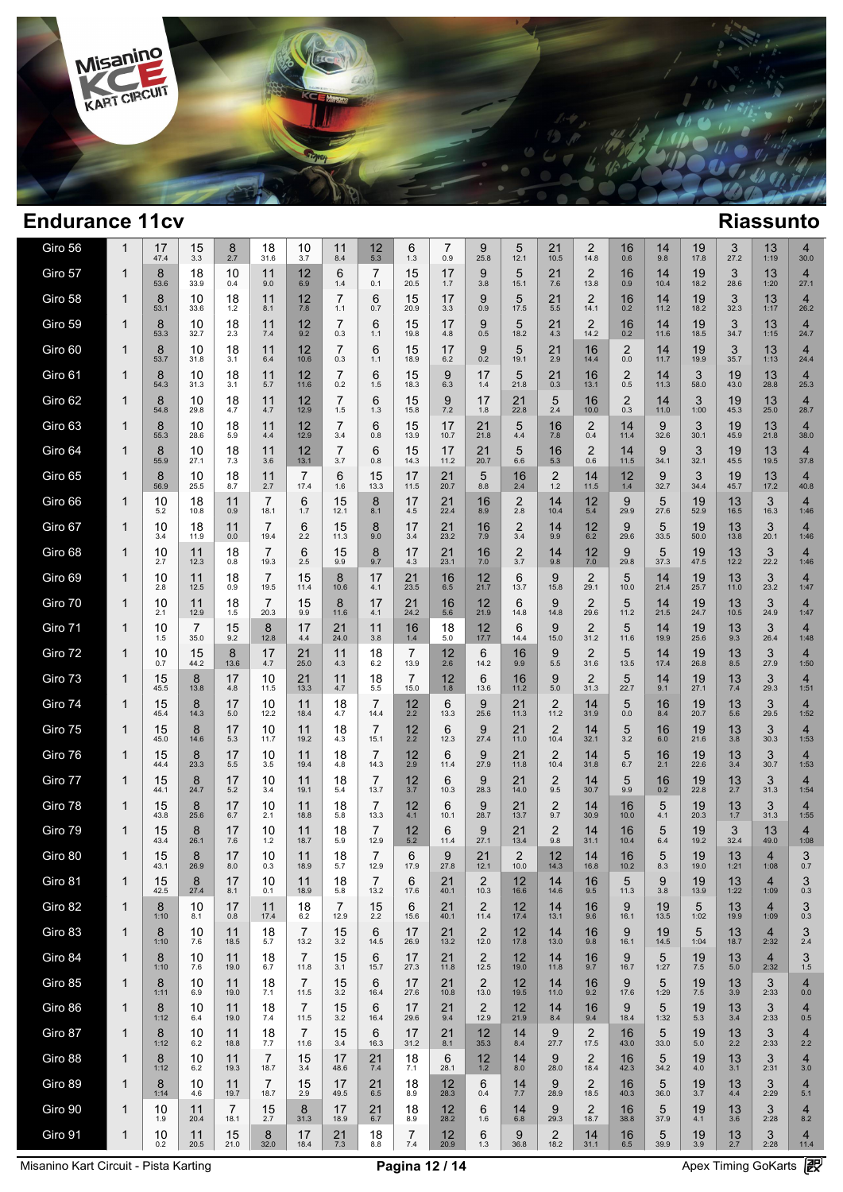## Endurance 11cv

## Riassunto

| Giro | Pos | | | | | | | | | | | | | | | | | | | | |
|---|---|---|---|---|---|---|---|---|---|---|---|---|---|---|---|---|---|---|---|---|---|
| Giro 56 | 1 | 17 47.4 | 15 3.3 | 8 2.7 | 18 31.6 | 10 3.7 | 11 8.4 | 12 5.3 | 6 1.3 | 7 0.9 | 9 25.8 | 5 12.1 | 21 10.5 | 2 14.8 | 16 0.6 | 14 9.8 | 19 17.8 | 3 27.2 | 13 1:19 | 4 30.0 |
| Giro 57 | 1 | 8 53.6 | 18 33.9 | 10 0.4 | 11 9.0 | 12 6.9 | 6 1.4 | 7 0.1 | 15 20.5 | 17 1.7 | 9 3.8 | 5 15.1 | 21 7.6 | 2 13.8 | 16 0.9 | 14 10.4 | 19 18.2 | 3 28.6 | 13 1:20 | 4 27.1 |
| Giro 58 | 1 | 8 53.1 | 10 33.6 | 18 1.2 | 11 8.1 | 12 7.8 | 7 1.1 | 6 0.7 | 15 20.9 | 17 3.3 | 9 0.9 | 5 17.5 | 21 5.5 | 2 14.1 | 16 0.2 | 14 11.2 | 19 18.2 | 3 32.3 | 13 1:17 | 4 26.2 |
| Giro 59 | 1 | 8 53.3 | 10 32.7 | 18 2.3 | 11 7.4 | 12 9.2 | 7 0.3 | 6 1.1 | 15 19.8 | 17 4.8 | 9 0.5 | 5 18.2 | 21 4.3 | 2 14.2 | 16 0.2 | 14 11.6 | 19 18.5 | 3 34.7 | 13 1:15 | 4 24.7 |
| Giro 60 | 1 | 8 53.7 | 10 31.8 | 18 3.1 | 11 6.4 | 12 10.6 | 7 0.3 | 6 1.1 | 15 18.9 | 17 6.2 | 9 0.2 | 5 19.1 | 21 2.9 | 16 14.4 | 2 0.0 | 14 11.7 | 19 19.9 | 3 35.7 | 13 1:13 | 4 24.4 |
| Giro 61 | 1 | 8 54.3 | 10 31.3 | 18 3.1 | 11 5.7 | 12 11.6 | 7 0.2 | 6 1.5 | 15 18.3 | 9 6.3 | 17 1.4 | 5 21.8 | 21 0.3 | 16 13.1 | 2 0.5 | 14 11.3 | 3 58.0 | 19 43.0 | 13 28.8 | 4 25.3 |
| Giro 62 | 1 | 8 54.8 | 10 29.8 | 18 4.7 | 11 4.7 | 12 12.9 | 7 1.5 | 6 1.3 | 15 15.8 | 9 7.2 | 17 1.8 | 21 22.8 | 5 2.4 | 16 10.0 | 2 0.3 | 14 11.0 | 3 1:00 | 19 45.3 | 13 25.0 | 4 28.7 |
| Giro 63 | 1 | 8 55.3 | 10 28.6 | 18 5.9 | 11 4.4 | 12 12.9 | 7 3.4 | 6 0.8 | 15 13.9 | 17 10.7 | 21 21.8 | 5 4.4 | 16 7.8 | 2 0.4 | 14 11.4 | 9 32.6 | 3 30.1 | 19 45.9 | 13 21.8 | 4 38.0 |
| Giro 64 | 1 | 8 55.9 | 10 27.1 | 18 7.3 | 11 3.6 | 12 13.1 | 7 3.7 | 6 0.8 | 15 14.3 | 17 11.2 | 21 20.7 | 5 6.6 | 16 5.3 | 2 0.6 | 14 11.5 | 9 34.1 | 3 32.1 | 19 45.5 | 13 19.5 | 4 37.8 |
| Giro 65 | 1 | 8 56.9 | 10 25.5 | 18 8.7 | 11 2.7 | 7 17.4 | 6 1.6 | 15 13.3 | 17 11.5 | 21 20.7 | 5 8.8 | 16 2.4 | 2 1.2 | 14 11.5 | 12 1.4 | 9 32.7 | 3 34.4 | 19 45.7 | 13 17.2 | 4 40.8 |
| Giro 66 | 1 | 10 5.2 | 18 10.8 | 11 0.9 | 7 18.1 | 6 1.7 | 15 12.1 | 8 8.1 | 17 4.5 | 21 22.4 | 16 8.9 | 2 2.8 | 14 10.4 | 12 5.4 | 9 29.9 | 5 27.6 | 19 52.9 | 13 16.5 | 3 16.3 | 4 1:46 |
| Giro 67 | 1 | 10 3.4 | 18 11.9 | 11 0.0 | 7 19.4 | 6 2.2 | 15 11.3 | 8 9.0 | 17 3.4 | 21 23.2 | 16 7.9 | 2 3.4 | 14 9.9 | 12 6.2 | 9 29.6 | 5 33.5 | 19 50.0 | 13 13.8 | 3 20.1 | 4 1:46 |
| Giro 68 | 1 | 10 2.7 | 11 12.3 | 18 0.8 | 7 19.3 | 6 2.5 | 15 9.9 | 8 9.7 | 17 4.3 | 21 23.1 | 16 7.0 | 2 3.7 | 14 9.8 | 12 7.0 | 9 29.8 | 5 37.3 | 19 47.5 | 13 12.2 | 3 22.2 | 4 1:46 |
| Giro 69 | 1 | 10 2.8 | 11 12.5 | 18 0.9 | 7 19.5 | 15 11.4 | 8 10.6 | 17 4.1 | 21 23.5 | 16 6.5 | 12 21.7 | 6 13.7 | 9 15.8 | 2 29.1 | 5 10.0 | 14 21.4 | 19 25.7 | 13 11.0 | 3 23.2 | 4 1:47 |
| Giro 70 | 1 | 10 2.1 | 11 12.9 | 18 1.5 | 7 20.3 | 15 9.9 | 8 11.6 | 17 4.1 | 21 24.2 | 16 5.6 | 12 21.9 | 6 14.8 | 9 14.8 | 2 29.6 | 5 11.2 | 14 21.5 | 19 24.7 | 13 10.5 | 3 24.9 | 4 1:47 |
| Giro 71 | 1 | 10 1.5 | 7 35.0 | 15 9.2 | 8 12.8 | 17 4.4 | 21 24.0 | 11 3.8 | 16 1.4 | 18 5.0 | 12 17.7 | 6 14.4 | 9 15.0 | 2 31.2 | 5 11.6 | 14 19.9 | 19 25.6 | 13 9.3 | 3 26.4 | 4 1:48 |
| Giro 72 | 1 | 10 0.7 | 15 44.2 | 8 13.6 | 17 4.7 | 21 25.0 | 11 4.3 | 18 6.2 | 7 13.9 | 12 2.6 | 6 14.2 | 16 9.9 | 9 5.5 | 2 31.6 | 5 13.5 | 14 17.4 | 19 26.8 | 13 8.5 | 3 27.9 | 4 1:50 |
| Giro 73 | 1 | 15 45.5 | 8 13.8 | 17 4.8 | 10 11.5 | 21 13.3 | 11 4.7 | 18 5.5 | 7 15.0 | 12 1.8 | 6 13.6 | 16 11.2 | 9 5.0 | 2 31.3 | 5 22.7 | 14 9.1 | 19 27.1 | 13 7.4 | 3 29.3 | 4 1:51 |
| Giro 74 | 1 | 15 45.4 | 8 14.3 | 17 5.0 | 10 12.2 | 11 18.4 | 18 4.7 | 7 14.4 | 12 2.2 | 6 13.3 | 9 25.6 | 21 11.3 | 2 11.2 | 14 31.9 | 5 0.0 | 16 8.4 | 19 20.7 | 13 5.6 | 3 29.5 | 4 1:52 |
| Giro 75 | 1 | 15 45.0 | 8 14.6 | 17 5.3 | 10 11.7 | 11 19.2 | 18 4.3 | 7 15.1 | 12 2.2 | 6 12.3 | 9 27.4 | 21 11.0 | 2 10.4 | 14 32.1 | 5 3.2 | 16 6.0 | 19 21.6 | 13 3.8 | 3 30.3 | 4 1:53 |
| Giro 76 | 1 | 15 44.4 | 8 23.3 | 17 5.5 | 10 3.5 | 11 19.4 | 18 4.8 | 7 14.3 | 12 2.9 | 6 11.4 | 9 27.9 | 21 11.8 | 2 10.4 | 14 31.8 | 5 6.7 | 16 2.1 | 19 22.6 | 13 3.4 | 3 30.7 | 4 1:53 |
| Giro 77 | 1 | 15 44.1 | 8 24.7 | 17 5.2 | 10 3.4 | 11 19.1 | 18 5.4 | 7 13.7 | 12 3.7 | 6 10.3 | 9 28.3 | 21 14.0 | 2 9.5 | 14 30.7 | 5 9.9 | 16 0.2 | 19 22.8 | 13 2.7 | 3 31.3 | 4 1:54 |
| Giro 78 | 1 | 15 43.8 | 8 25.6 | 17 6.7 | 10 2.1 | 11 18.8 | 18 5.8 | 7 13.3 | 12 4.1 | 6 10.1 | 9 28.7 | 21 13.7 | 2 9.7 | 14 30.9 | 16 10.0 | 5 4.1 | 19 20.3 | 13 1.7 | 3 31.3 | 4 1:55 |
| Giro 79 | 1 | 15 43.4 | 8 26.1 | 17 7.6 | 10 1.2 | 11 18.7 | 18 5.9 | 7 12.9 | 12 5.2 | 6 11.4 | 9 27.1 | 21 13.4 | 2 9.8 | 14 31.1 | 16 10.4 | 5 6.4 | 19 19.2 | 3 32.4 | 13 49.0 | 4 1:08 |
| Giro 80 | 1 | 15 43.1 | 8 26.9 | 17 8.0 | 10 0.3 | 11 18.9 | 18 5.7 | 7 12.9 | 6 17.9 | 9 27.8 | 21 12.1 | 2 10.0 | 12 14.3 | 14 16.8 | 16 10.2 | 5 8.3 | 19 19.0 | 13 1:21 | 4 1:08 | 3 0.7 |
| Giro 81 | 1 | 15 42.5 | 8 27.4 | 17 8.1 | 10 0.1 | 11 18.9 | 18 5.8 | 7 13.2 | 6 17.6 | 21 40.1 | 2 10.3 | 12 16.6 | 14 14.6 | 16 9.5 | 5 11.3 | 9 3.8 | 19 13.9 | 13 1:22 | 4 1:09 | 3 0.3 |
| Giro 82 | 1 | 8 1:10 | 10 8.1 | 17 0.8 | 11 17.4 | 18 6.2 | 7 12.9 | 15 2.2 | 6 15.6 | 21 40.1 | 2 11.4 | 12 17.4 | 14 13.1 | 16 9.6 | 9 16.1 | 19 13.5 | 5 1:02 | 13 19.9 | 4 1:09 | 3 0.3 |
| Giro 83 | 1 | 8 1:10 | 10 7.6 | 11 18.5 | 18 5.7 | 7 13.2 | 15 3.2 | 6 14.5 | 17 26.9 | 21 13.2 | 2 12.0 | 12 17.8 | 14 13.0 | 16 9.8 | 9 16.1 | 19 14.5 | 5 1:04 | 13 18.7 | 4 2:32 | 3 2.4 |
| Giro 84 | 1 | 8 1:10 | 10 7.6 | 11 19.0 | 18 6.7 | 7 11.8 | 15 3.1 | 6 15.7 | 17 27.3 | 21 11.8 | 2 12.5 | 12 19.0 | 14 11.8 | 16 9.7 | 9 16.7 | 5 1:27 | 19 7.5 | 13 5.0 | 4 2:32 | 3 1.5 |
| Giro 85 | 1 | 8 1:11 | 10 6.9 | 11 19.0 | 18 7.1 | 7 11.5 | 15 3.2 | 6 16.4 | 17 27.6 | 21 10.8 | 2 13.0 | 12 19.5 | 14 11.0 | 16 9.2 | 9 17.6 | 5 1:29 | 19 7.5 | 13 3.9 | 3 2:33 | 4 0.0 |
| Giro 86 | 1 | 8 1:12 | 10 6.4 | 11 19.0 | 18 7.4 | 7 11.5 | 15 3.2 | 6 16.4 | 17 29.6 | 21 9.4 | 2 12.9 | 12 21.9 | 14 8.4 | 16 9.4 | 9 18.4 | 5 1:32 | 19 5.3 | 13 3.4 | 3 2:33 | 4 0.5 |
| Giro 87 | 1 | 8 1:12 | 10 6.2 | 11 18.8 | 18 7.7 | 7 11.6 | 15 3.4 | 6 16.3 | 17 31.2 | 21 8.1 | 12 35.3 | 14 8.4 | 9 27.7 | 2 17.5 | 16 43.0 | 5 33.0 | 19 5.0 | 13 2.2 | 3 2:33 | 4 2.2 |
| Giro 88 | 1 | 8 1:12 | 10 6.2 | 11 19.3 | 7 18.7 | 15 3.4 | 17 48.6 | 21 7.4 | 18 7.1 | 6 28.1 | 12 1.2 | 14 8.0 | 9 28.0 | 2 18.4 | 16 42.3 | 5 34.2 | 19 4.0 | 13 3.1 | 3 2:31 | 4 3.0 |
| Giro 89 | 1 | 8 1:14 | 10 4.6 | 11 19.7 | 7 18.7 | 15 2.9 | 17 49.5 | 21 6.5 | 18 8.9 | 12 28.3 | 6 0.4 | 14 7.7 | 9 28.9 | 2 18.5 | 16 40.3 | 5 36.0 | 19 3.7 | 13 4.4 | 3 2:29 | 4 5.1 |
| Giro 90 | 1 | 10 1.9 | 11 20.4 | 7 18.1 | 15 2.7 | 8 31.3 | 17 18.9 | 21 6.7 | 18 8.9 | 12 28.2 | 6 1.6 | 14 6.8 | 9 29.3 | 2 18.7 | 16 38.8 | 5 37.9 | 19 4.1 | 13 3.6 | 3 2:28 | 4 8.2 |
| Giro 91 | 1 | 10 0.2 | 11 20.5 | 15 21.0 | 8 32.0 | 17 18.4 | 21 7.3 | 18 8.8 | 7 7.4 | 12 20.9 | 6 1.3 | 9 36.8 | 2 18.2 | 14 31.1 | 16 6.5 | 5 39.9 | 19 3.9 | 13 2.7 | 3 2:28 | 4 11.4 |

Misanino Kart Circuit - Pista Karting — Apex Timing GoKarts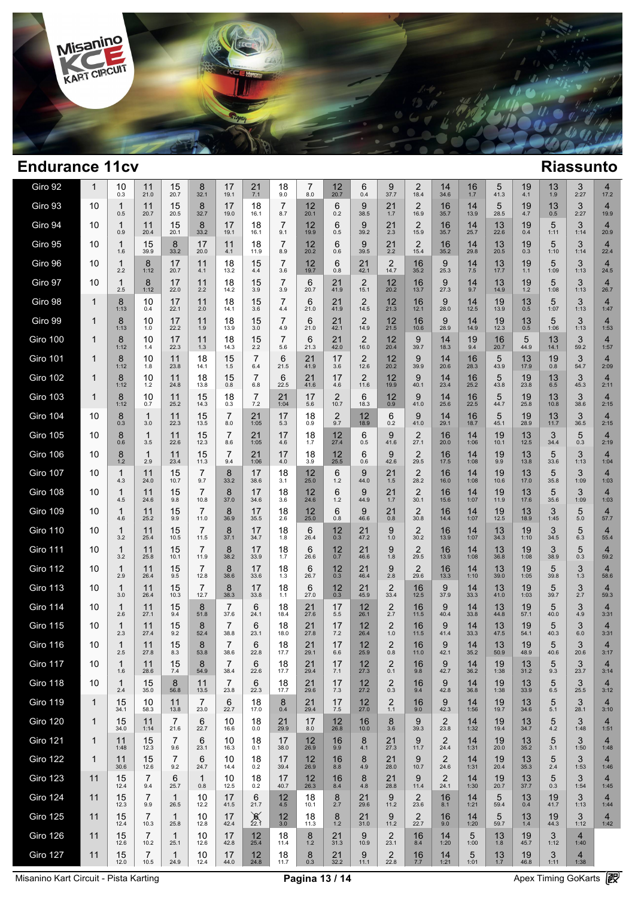## Endurance 11cv

## Riassunto

| Giro | | | | | | | | | | | | | | | | | | | | | |
|---|---|---|---|---|---|---|---|---|---|---|---|---|---|---|---|---|---|---|---|---|---|
| Giro 92 | 1 | 10 0.3 | 11 21.0 | 15 20.7 | 8 32.1 | 17 19.1 | 21 7.1 | 18 9.0 | 7 8.0 | 12 20.7 | 6 0.4 | 9 37.7 | 2 18.4 | 14 34.6 | 16 1.7 | 5 41.3 | 19 4.1 | 13 1.9 | 3 2:27 | 4 17.2 |
| Giro 93 | 10 | 1 0.5 | 11 20.7 | 15 20.5 | 8 32.7 | 17 19.0 | 18 16.1 | 7 8.7 | 12 20.1 | 6 0.2 | 9 38.5 | 21 1.7 | 2 16.9 | 16 35.7 | 14 13.9 | 5 28.5 | 19 4.7 | 13 0.5 | 3 2:27 | 4 19.9 |
| Giro 94 | 10 | 1 0.9 | 11 20.4 | 15 20.1 | 8 33.2 | 17 19.1 | 18 16.1 | 7 9.1 | 12 19.9 | 6 0.5 | 9 39.2 | 21 2.3 | 2 15.9 | 16 35.7 | 14 25.7 | 13 22.6 | 19 0.4 | 5 1:11 | 3 1:14 | 4 20.9 |
| Giro 95 | 10 | 1 1.6 | 15 39.9 | 8 33.2 | 17 20.0 | 11 4.1 | 18 11.9 | 7 8.9 | 12 20.2 | 6 0.6 | 9 39.5 | 21 2.2 | 2 15.4 | 16 35.2 | 14 29.8 | 13 20.5 | 19 0.3 | 5 1:10 | 3 1:14 | 4 22.4 |
| Giro 96 | 10 | 1 2.2 | 8 1:12 | 17 20.7 | 11 4.1 | 18 13.2 | 15 4.4 | 7 3.6 | 12 19.7 | 6 0.8 | 21 42.1 | 2 14.7 | 16 35.2 | 9 25.3 | 14 7.5 | 13 17.7 | 19 1.1 | 5 1:09 | 3 1:13 | 4 24.5 |
| Giro 97 | 10 | 1 2.5 | 8 1:12 | 17 22.0 | 11 2.2 | 18 14.2 | 15 3.9 | 7 3.9 | 6 20.7 | 21 41.9 | 2 15.1 | 12 20.2 | 16 13.7 | 9 27.3 | 14 9.7 | 13 14.9 | 19 1.2 | 5 1:08 | 3 1:13 | 4 26.7 |
| Giro 98 | 1 | 8 1:13 | 10 0.4 | 17 22.1 | 11 2.0 | 18 14.1 | 15 3.6 | 7 4.4 | 6 21.0 | 21 41.9 | 2 14.5 | 12 21.3 | 16 12.1 | 9 28.0 | 14 12.5 | 19 13.9 | 13 0.5 | 5 1:07 | 3 1:13 | 4 1:47 |
| Giro 99 | 1 | 8 1:13 | 10 1.0 | 17 22.2 | 11 1.9 | 18 13.9 | 15 3.0 | 7 4.9 | 6 21.0 | 21 42.1 | 2 14.9 | 12 21.5 | 16 10.6 | 9 28.9 | 14 14.9 | 19 12.3 | 13 0.5 | 5 1:06 | 3 1:13 | 4 1:53 |
| Giro 100 | 1 | 8 1:12 | 10 1.4 | 17 22.3 | 11 1.3 | 18 14.3 | 15 2.2 | 7 5.6 | 6 21.3 | 21 42.0 | 2 16.0 | 12 20.4 | 9 39.7 | 14 18.3 | 19 9.4 | 16 20.7 | 5 44.9 | 13 14.1 | 3 59.2 | 4 1:57 |
| Giro 101 | 1 | 8 1:12 | 10 1.8 | 11 23.8 | 18 14.1 | 15 1.5 | 7 6.4 | 6 21.5 | 21 41.9 | 17 3.6 | 2 12.6 | 12 20.2 | 9 39.9 | 14 20.6 | 16 28.3 | 5 43.9 | 13 17.9 | 19 0.8 | 3 54.7 | 4 2:09 |
| Giro 102 | 1 | 8 1:12 | 10 1.2 | 11 24.8 | 18 13.8 | 15 0.8 | 7 6.8 | 6 22.5 | 21 41.6 | 17 4.6 | 2 11.6 | 12 19.9 | 9 40.1 | 14 23.4 | 16 25.2 | 5 43.8 | 19 23.8 | 13 6.5 | 3 45.3 | 4 2:11 |
| Giro 103 | 1 | 8 1:12 | 10 0.7 | 11 25.2 | 15 14.3 | 18 0.3 | 7 7.2 | 21 1:04 | 17 5.6 | 2 10.7 | 6 18.3 | 12 0.9 | 9 41.0 | 14 25.6 | 16 22.5 | 5 44.7 | 19 25.8 | 13 10.8 | 3 38.6 | 4 2:15 |
| Giro 104 | 10 | 8 0.3 | 1 3.0 | 11 22.3 | 15 13.5 | 7 8.0 | 21 1:05 | 17 5.3 | 18 0.9 | 2 9.7 | 12 18.9 | 6 0.2 | 9 41.0 | 14 29.1 | 16 18.7 | 5 45.1 | 19 28.9 | 13 11.7 | 3 36.5 | 4 2:15 |
| Giro 105 | 10 | 8 0.6 | 1 3.5 | 11 22.6 | 15 12.3 | 7 8.6 | 21 1:05 | 17 4.6 | 18 1.7 | 12 27.4 | 6 0.5 | 9 41.6 | 2 27.1 | 16 20.0 | 14 1:06 | 19 10.1 | 13 12.5 | 3 34.4 | 5 0.3 | 4 2:19 |
| Giro 106 | 10 | 8 1.2 | 1 2.9 | 11 23.4 | 15 11.3 | 7 9.4 | 21 1:06 | 17 4.0 | 18 3.9 | 12 25.5 | 6 0.6 | 9 42.6 | 2 29.5 | 16 17.5 | 14 1:08 | 19 9.9 | 13 13.8 | 5 33.6 | 3 1:13 | 4 1:04 |
| Giro 107 | 10 | 1 4.3 | 11 24.0 | 15 10.7 | 7 9.7 | 8 33.2 | 17 38.6 | 18 3.1 | 12 25.0 | 6 1.2 | 9 44.0 | 21 1.5 | 2 28.2 | 16 16.0 | 14 1:08 | 19 10.6 | 13 17.0 | 5 35.8 | 3 1:09 | 4 1:03 |
| Giro 108 | 10 | 1 4.5 | 11 24.6 | 15 9.8 | 7 10.8 | 8 37.0 | 17 34.6 | 18 3.6 | 12 24.6 | 6 1.2 | 9 44.9 | 21 1.7 | 2 30.1 | 16 15.6 | 14 1:07 | 19 11.9 | 13 17.6 | 5 35.6 | 3 1:09 | 4 1:03 |
| Giro 109 | 10 | 1 4.6 | 11 25.2 | 15 9.9 | 7 11.0 | 8 36.9 | 17 35.5 | 18 2.6 | 12 25.0 | 6 0.8 | 9 46.6 | 21 0.8 | 2 30.8 | 16 14.4 | 14 1:07 | 19 12.5 | 13 18.9 | 3 1:45 | 5 5.0 | 4 57.7 |
| Giro 110 | 10 | 1 3.2 | 11 25.4 | 15 10.5 | 7 11.5 | 8 37.1 | 17 34.7 | 18 1.8 | 6 26.4 | 12 0.3 | 21 47.2 | 9 1.0 | 2 30.2 | 16 13.9 | 14 1:07 | 13 34.3 | 19 1:10 | 3 34.5 | 5 6.3 | 4 55.4 |
| Giro 111 | 10 | 1 3.2 | 11 25.8 | 15 10.1 | 7 11.9 | 8 38.2 | 17 33.9 | 18 1.7 | 6 26.6 | 12 0.7 | 21 46.6 | 9 1.8 | 2 29.5 | 16 13.9 | 14 1:08 | 13 36.8 | 19 1:08 | 3 38.9 | 5 0.3 | 4 59.2 |
| Giro 112 | 10 | 1 2.9 | 11 26.4 | 15 9.5 | 7 12.8 | 8 38.6 | 17 33.6 | 18 1.3 | 6 26.7 | 12 0.3 | 21 46.4 | 9 2.8 | 2 29.6 | 16 13.3 | 14 1:10 | 13 39.0 | 19 1:05 | 5 39.8 | 3 1.3 | 4 58.6 |
| Giro 113 | 10 | 1 3.0 | 11 26.4 | 15 10.3 | 7 12.7 | 8 38.3 | 17 33.8 | 18 1.1 | 6 27.0 | 12 0.3 | 21 45.9 | 2 33.4 | 16 12.5 | 9 37.9 | 14 33.3 | 13 41.0 | 19 1:03 | 5 39.7 | 3 2.7 | 4 59.3 |
| Giro 114 | 10 | 1 2.6 | 11 27.1 | 15 9.4 | 8 51.8 | 7 37.6 | 6 24.1 | 18 18.4 | 21 27.6 | 17 5.5 | 12 26.1 | 2 2.7 | 16 11.5 | 9 40.4 | 14 33.8 | 13 44.8 | 19 57.1 | 5 40.0 | 3 4.9 | 4 3:31 |
| Giro 115 | 10 | 1 2.3 | 11 27.4 | 15 9.2 | 8 52.4 | 7 38.8 | 6 23.1 | 18 18.0 | 21 27.8 | 17 7.2 | 12 26.4 | 2 1.0 | 16 11.5 | 9 41.4 | 14 33.3 | 13 47.5 | 19 54.1 | 5 40.3 | 3 6.0 | 4 3:31 |
| Giro 116 | 10 | 1 2.5 | 11 27.8 | 15 8.3 | 8 53.8 | 7 38.6 | 6 22.8 | 18 17.7 | 21 29.1 | 17 6.6 | 12 25.9 | 2 0.8 | 16 11.0 | 9 42.1 | 14 35.2 | 13 50.9 | 19 48.9 | 5 40.6 | 3 20.6 | 4 3:17 |
| Giro 117 | 10 | 1 1.6 | 11 28.6 | 15 7.4 | 8 54.9 | 7 38.4 | 6 22.6 | 18 17.7 | 21 29.4 | 17 7.1 | 12 27.3 | 2 0.1 | 16 9.8 | 9 42.7 | 14 36.2 | 19 1:38 | 13 31.2 | 5 9.3 | 3 23.7 | 4 3:14 |
| Giro 118 | 10 | 1 2.4 | 15 35.0 | 8 56.8 | 11 13.5 | 7 23.8 | 6 22.3 | 18 17.7 | 21 29.6 | 17 7.3 | 12 27.2 | 2 0.3 | 16 9.4 | 9 42.8 | 14 36.8 | 19 1:38 | 13 33.9 | 5 6.5 | 3 25.5 | 4 3:12 |
| Giro 119 | 1 | 15 34.1 | 10 58.3 | 11 13.8 | 7 23.0 | 6 22.7 | 18 17.0 | 8 0.4 | 21 29.4 | 17 7.5 | 12 27.0 | 2 1.1 | 16 9.0 | 9 42.3 | 14 1:56 | 19 19.7 | 13 34.6 | 5 5.1 | 3 28.1 | 4 3:10 |
| Giro 120 | 1 | 15 34.0 | 11 1:14 | 7 21.6 | 6 22.7 | 10 16.6 | 18 0.0 | 21 29.9 | 17 8.0 | 12 26.8 | 16 10.0 | 8 3.6 | 9 39.3 | 2 23.8 | 14 1:32 | 19 19.4 | 13 34.7 | 5 4.2 | 3 1:48 | 4 1:51 |
| Giro 121 | 1 | 11 1:48 | 15 12.3 | 7 9.6 | 6 23.1 | 10 16.3 | 18 0.1 | 17 38.0 | 12 26.9 | 16 9.9 | 8 4.1 | 21 27.3 | 9 11.7 | 2 24.4 | 14 1:31 | 19 20.0 | 13 35.2 | 5 3.1 | 3 1:50 | 4 1:48 |
| Giro 122 | 1 | 11 30.6 | 15 12.6 | 7 9.2 | 6 24.7 | 10 14.4 | 18 0.2 | 17 39.4 | 12 26.9 | 16 8.8 | 8 4.9 | 21 28.0 | 9 10.7 | 2 24.6 | 14 1:31 | 19 20.4 | 13 35.3 | 5 2.4 | 3 1:53 | 4 1:46 |
| Giro 123 | 11 | 15 12.4 | 7 9.4 | 6 25.7 | 1 0.8 | 10 12.5 | 18 0.2 | 17 40.7 | 12 26.3 | 16 8.4 | 8 4.8 | 21 28.8 | 9 11.4 | 2 24.1 | 14 1:30 | 19 20.7 | 13 37.7 | 5 0.3 | 3 1:54 | 4 1:45 |
| Giro 124 | 11 | 15 12.3 | 7 9.9 | 1 26.5 | 10 12.2 | 17 41.5 | 6 21.7 | 12 4.5 | 18 10.1 | 8 2.7 | 21 29.6 | 9 11.2 | 2 23.6 | 16 8.1 | 14 1:21 | 5 59.4 | 13 0.4 | 19 41.7 | 3 1:13 | 4 1:44 |
| Giro 125 | 11 | 15 12.4 | 7 10.3 | 1 25.8 | 10 12.8 | 17 42.4 | 6 22.1 | 12 3.0 | 18 11.3 | 8 1.2 | 21 31.0 | 9 11.2 | 2 22.7 | 16 9.0 | 14 1:20 | 5 59.7 | 13 1.4 | 19 44.3 | 3 1:12 | 4 1:42 |
| Giro 126 | 11 | 15 12.6 | 7 10.2 | 1 25.1 | 10 12.6 | 17 42.8 | 12 25.4 | 18 11.4 | 8 1.2 | 21 31.3 | 9 10.9 | 2 23.1 | 16 8.4 | 14 1:20 | 5 1:00 | 13 1.8 | 19 45.7 | 3 1:12 | 4 1:40 | |
| Giro 127 | 11 | 15 12.0 | 7 10.5 | 1 24.9 | 10 12.4 | 17 44.0 | 12 24.8 | 18 11.7 | 8 0.3 | 21 32.2 | 9 11.1 | 2 22.8 | 16 7.7 | 14 1:21 | 5 1:01 | 13 1.7 | 19 46.8 | 3 1:11 | 4 1:38 | |

Misanino Kart Circuit - Pista Karting

Apex Timing GoKarts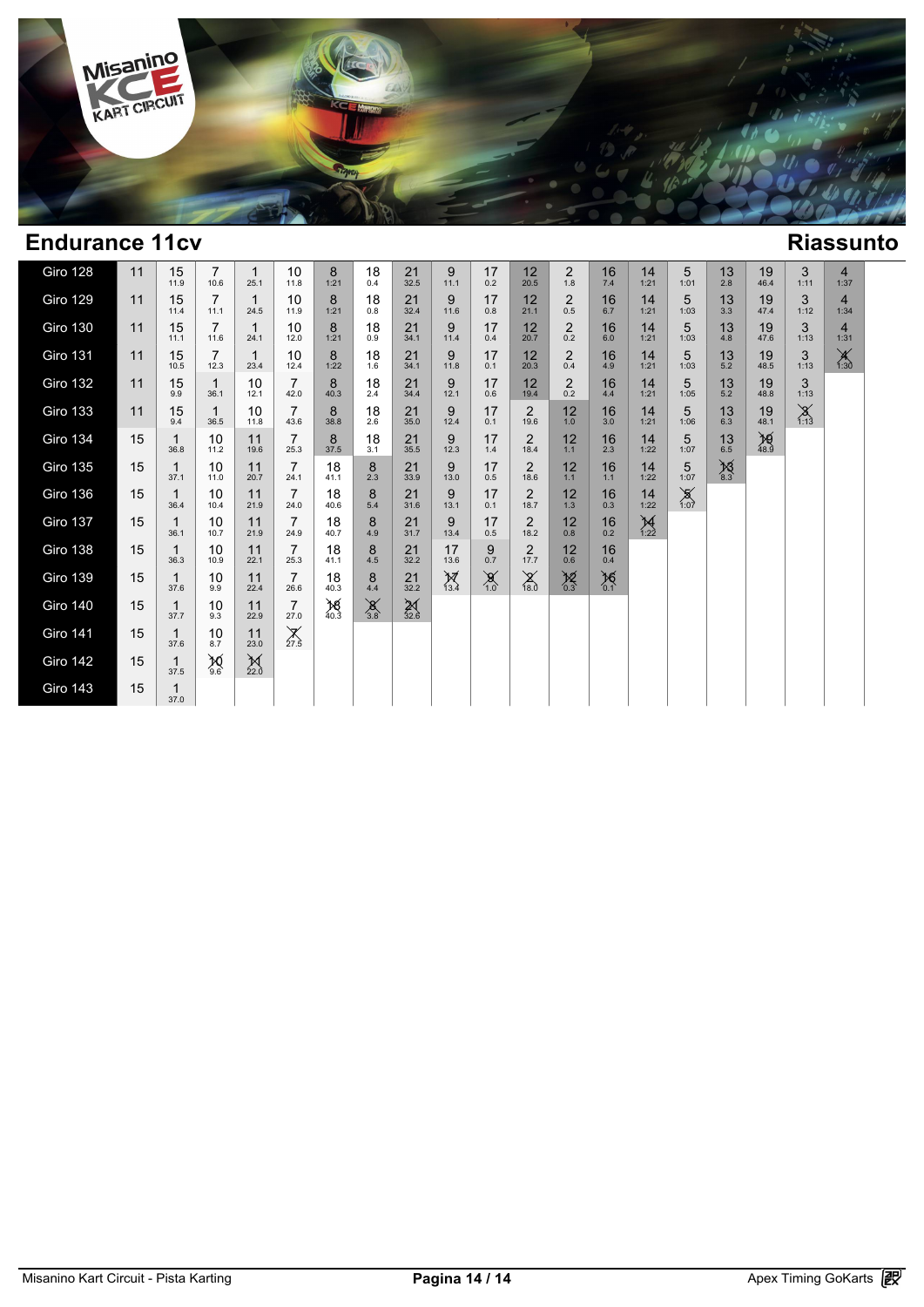# Endurance 11cv

# Riassunto

| | | | | | | | | | | | | | | | | | | | |
|---|---|---|---|---|---|---|---|---|---|---|---|---|---|---|---|---|---|---|---|
| Giro 128 | 11 | 15 11.9 | 7 10.6 | 1 25.1 | 10 11.8 | 8 1:21 | 18 0.4 | 21 32.5 | 9 11.1 | 17 0.2 | 12 20.5 | 2 1.8 | 16 7.4 | 14 1:21 | 5 1:01 | 13 2.8 | 19 46.4 | 3 1:11 | 4 1:37 |
| Giro 129 | 11 | 15 11.4 | 7 11.1 | 1 24.5 | 10 11.9 | 8 1:21 | 18 0.8 | 21 32.4 | 9 11.6 | 17 0.8 | 12 21.1 | 2 0.5 | 16 6.7 | 14 1:21 | 5 1:03 | 13 3.3 | 19 47.4 | 3 1:12 | 4 1:34 |
| Giro 130 | 11 | 15 11.1 | 7 11.6 | 1 24.1 | 10 12.0 | 8 1:21 | 18 0.9 | 21 34.1 | 9 11.4 | 17 0.4 | 12 20.7 | 2 0.2 | 16 6.0 | 14 1:21 | 5 1:03 | 13 4.8 | 19 47.6 | 3 1:13 | 4 1:31 |
| Giro 131 | 11 | 15 10.5 | 7 12.3 | 1 23.4 | 10 12.4 | 8 1:22 | 18 1.6 | 21 34.1 | 9 11.8 | 17 0.1 | 12 20.3 | 2 0.4 | 16 4.9 | 14 1:21 | 5 1:03 | 13 5.2 | 19 48.5 | 3 1:13 | 4 1:30 |
| Giro 132 | 11 | 15 9.9 | 1 36.1 | 10 12.1 | 7 42.0 | 8 40.3 | 18 2.4 | 21 34.4 | 9 12.1 | 17 0.6 | 12 19.4 | 2 0.2 | 16 4.4 | 14 1:21 | 5 1:05 | 13 5.2 | 19 48.8 | 3 1:13 | |
| Giro 133 | 11 | 15 9.4 | 1 36.5 | 10 11.8 | 7 43.6 | 8 38.8 | 18 2.6 | 21 35.0 | 9 12.4 | 17 0.1 | 2 19.6 | 12 1.0 | 16 3.0 | 14 1:21 | 5 1:06 | 13 6.3 | 19 48.1 | 3 1:13 | |
| Giro 134 | 15 | 1 36.8 | 10 11.2 | 11 19.6 | 7 25.3 | 8 37.5 | 18 3.1 | 21 35.5 | 9 12.3 | 17 1.4 | 2 18.4 | 12 1.1 | 16 2.3 | 14 1:22 | 5 1:07 | 13 6.5 | 19 48.9 | | |
| Giro 135 | 15 | 1 37.1 | 10 11.0 | 11 20.7 | 7 24.1 | 18 41.1 | 8 2.3 | 21 33.9 | 9 13.0 | 17 0.5 | 2 18.6 | 12 1.1 | 16 1.1 | 14 1:22 | 5 1:07 | 13 8.3 | | | |
| Giro 136 | 15 | 1 36.4 | 10 10.4 | 11 21.9 | 7 24.0 | 18 40.6 | 8 5.4 | 21 31.6 | 9 13.1 | 17 0.1 | 2 18.7 | 12 1.3 | 16 0.3 | 14 1:22 | 5 1:07 | | | | |
| Giro 137 | 15 | 1 36.1 | 10 10.7 | 11 21.9 | 7 24.9 | 18 40.7 | 8 4.9 | 21 31.7 | 9 13.4 | 17 0.5 | 2 18.2 | 12 0.8 | 16 0.2 | 14 1:22 | | | | | |
| Giro 138 | 15 | 1 36.3 | 10 10.9 | 11 22.1 | 7 25.3 | 18 41.1 | 8 4.5 | 21 32.2 | 17 13.6 | 9 0.7 | 2 17.7 | 12 0.6 | 16 0.4 | | | | | | |
| Giro 139 | 15 | 1 37.6 | 10 9.9 | 11 22.4 | 7 26.6 | 18 40.3 | 8 4.4 | 21 32.2 | 17 13.4 | 9 1.0 | 2 18.0 | 12 0.3 | 16 0.1 | | | | | | |
| Giro 140 | 15 | 1 37.7 | 10 9.3 | 11 22.9 | 7 27.0 | 18 40.3 | 8 3.8 | 21 32.6 | | | | | | | | | | | |
| Giro 141 | 15 | 1 37.6 | 10 8.7 | 11 23.0 | 7 27.5 | | | | | | | | | | | | | | |
| Giro 142 | 15 | 1 37.5 | 10 9.6 | 11 22.0 | | | | | | | | | | | | | | | |
| Giro 143 | 15 | 1 37.0 | | | | | | | | | | | | | | | | | |

Misanino Kart Circuit - Pista Karting

Apex Timing GoKarts